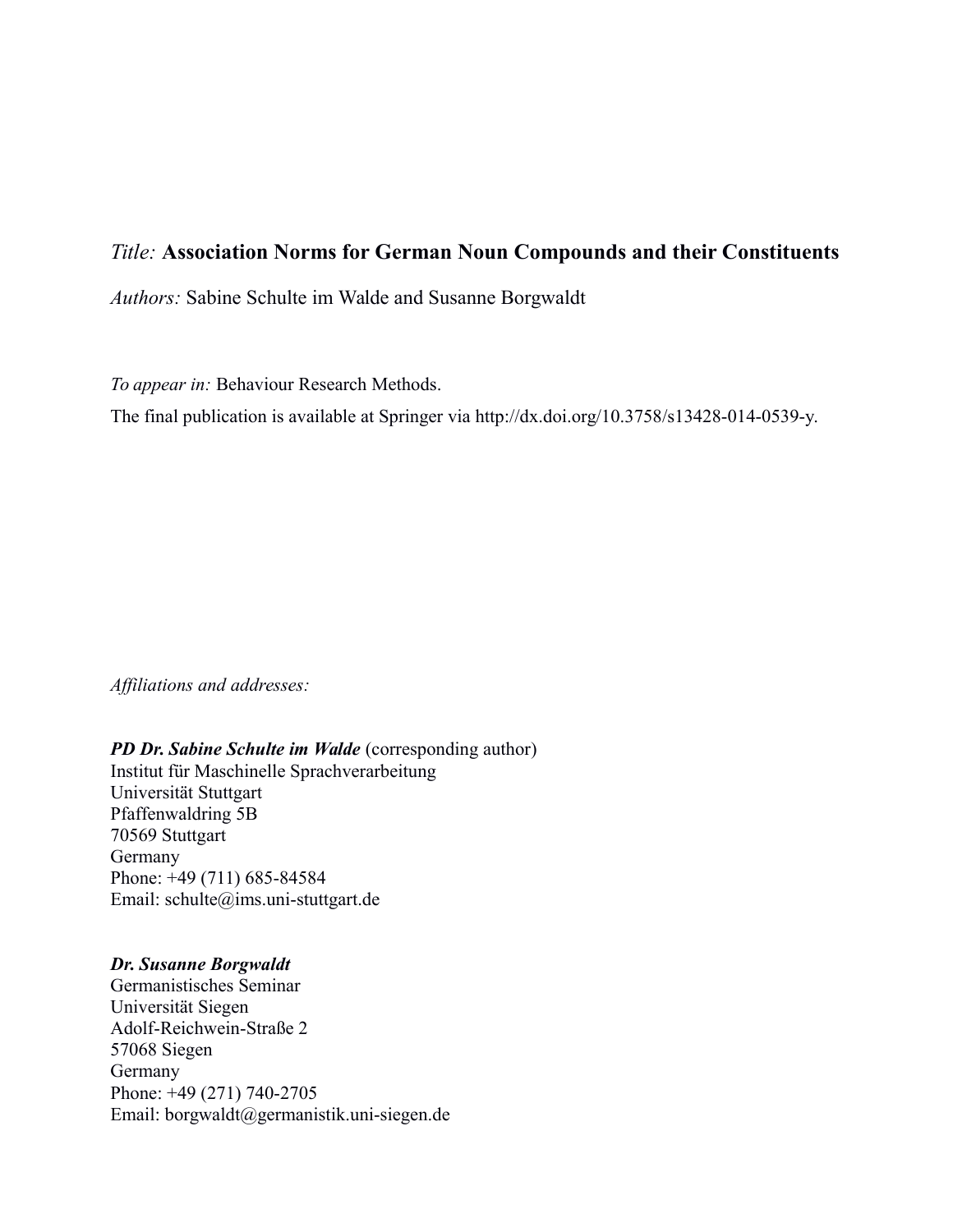*Title:* **Association Norms for German Noun Compounds and their Constituents**

*Authors:* Sabine Schulte im Walde and Susanne Borgwaldt

*To appear in:* Behaviour Research Methods.

The final publication is available at Springer via http://dx.doi.org/10.3758/s13428-014-0539-y.

*Affiliations and addresses:*

***PD Dr. Sabine Schulte im Walde*** (corresponding author)
Institut für Maschinelle Sprachverarbeitung
Universität Stuttgart
Pfaffenwaldring 5B
70569 Stuttgart
Germany
Phone: +49 (711) 685-84584
Email: schulte@ims.uni-stuttgart.de

***Dr. Susanne Borgwaldt***
Germanistisches Seminar
Universität Siegen
Adolf-Reichwein-Straße 2
57068 Siegen
Germany
Phone: +49 (271) 740-2705
Email: borgwaldt@germanistik.uni-siegen.de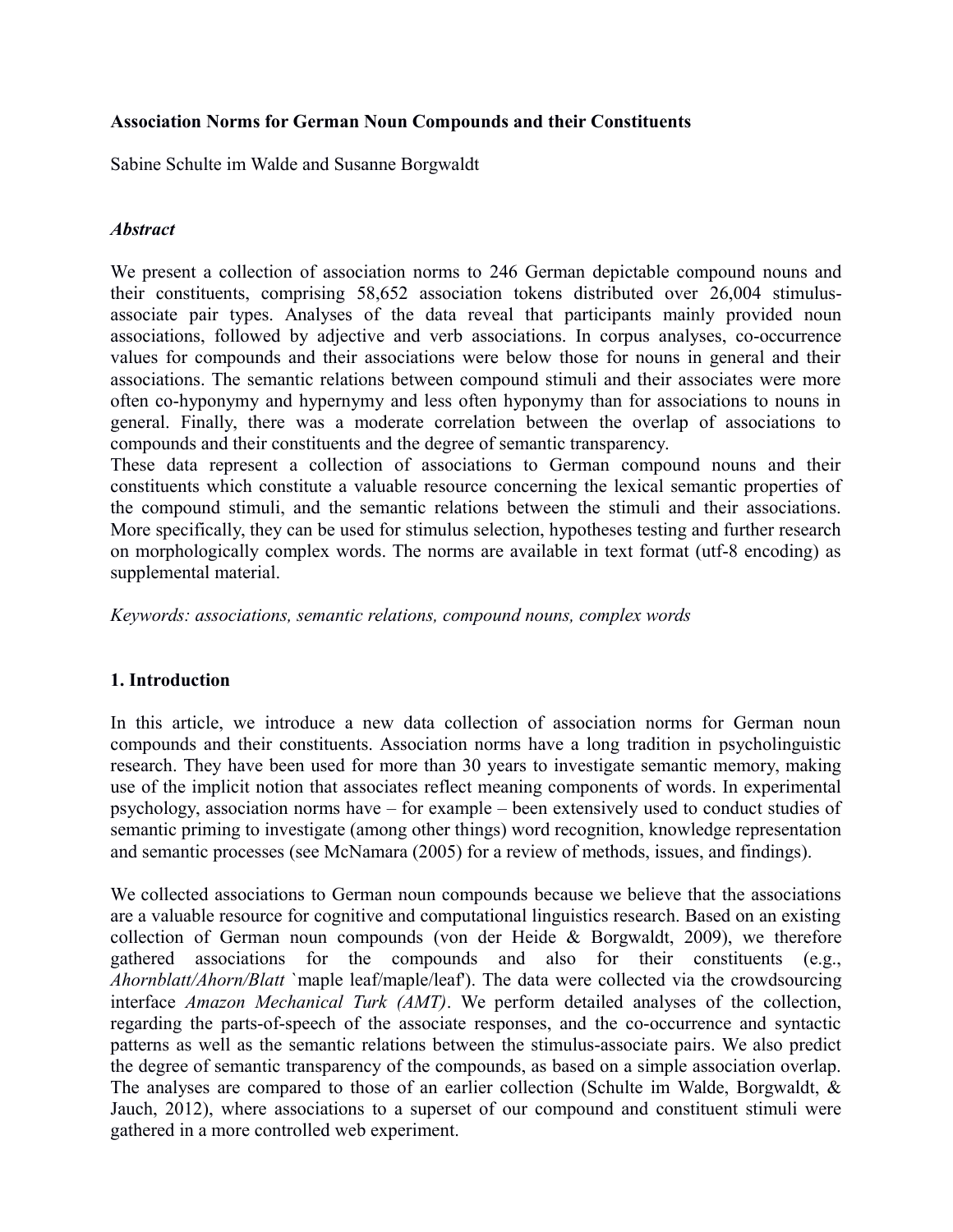**Association Norms for German Noun Compounds and their Constituents**

Sabine Schulte im Walde and Susanne Borgwaldt

### *Abstract*

We present a collection of association norms to 246 German depictable compound nouns and their constituents, comprising 58,652 association tokens distributed over 26,004 stimulus-associate pair types. Analyses of the data reveal that participants mainly provided noun associations, followed by adjective and verb associations. In corpus analyses, co-occurrence values for compounds and their associations were below those for nouns in general and their associations. The semantic relations between compound stimuli and their associates were more often co-hyponymy and hypernymy and less often hyponymy than for associations to nouns in general. Finally, there was a moderate correlation between the overlap of associations to compounds and their constituents and the degree of semantic transparency.

These data represent a collection of associations to German compound nouns and their constituents which constitute a valuable resource concerning the lexical semantic properties of the compound stimuli, and the semantic relations between the stimuli and their associations. More specifically, they can be used for stimulus selection, hypotheses testing and further research on morphologically complex words. The norms are available in text format (utf-8 encoding) as supplemental material.

*Keywords: associations, semantic relations, compound nouns, complex words*

## 1. Introduction

In this article, we introduce a new data collection of association norms for German noun compounds and their constituents. Association norms have a long tradition in psycholinguistic research. They have been used for more than 30 years to investigate semantic memory, making use of the implicit notion that associates reflect meaning components of words. In experimental psychology, association norms have – for example – been extensively used to conduct studies of semantic priming to investigate (among other things) word recognition, knowledge representation and semantic processes (see McNamara (2005) for a review of methods, issues, and findings).

We collected associations to German noun compounds because we believe that the associations are a valuable resource for cognitive and computational linguistics research. Based on an existing collection of German noun compounds (von der Heide & Borgwaldt, 2009), we therefore gathered associations for the compounds and also for their constituents (e.g., *Ahornblatt/Ahorn/Blatt* `maple leaf/maple/leaf'). The data were collected via the crowdsourcing interface *Amazon Mechanical Turk (AMT)*. We perform detailed analyses of the collection, regarding the parts-of-speech of the associate responses, and the co-occurrence and syntactic patterns as well as the semantic relations between the stimulus-associate pairs. We also predict the degree of semantic transparency of the compounds, as based on a simple association overlap. The analyses are compared to those of an earlier collection (Schulte im Walde, Borgwaldt, & Jauch, 2012), where associations to a superset of our compound and constituent stimuli were gathered in a more controlled web experiment.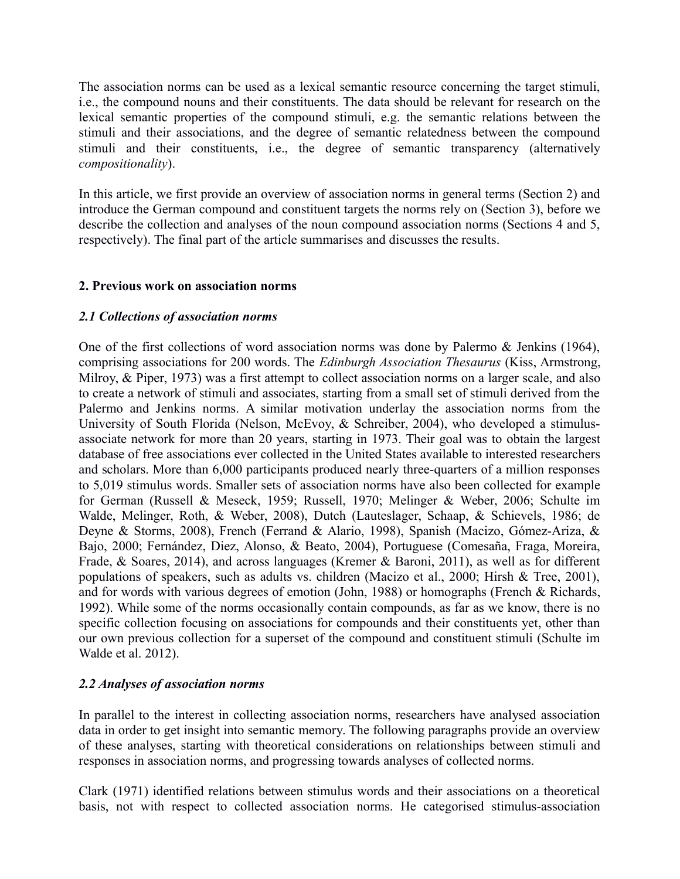The association norms can be used as a lexical semantic resource concerning the target stimuli, i.e., the compound nouns and their constituents. The data should be relevant for research on the lexical semantic properties of the compound stimuli, e.g. the semantic relations between the stimuli and their associations, and the degree of semantic relatedness between the compound stimuli and their constituents, i.e., the degree of semantic transparency (alternatively *compositionality*).

In this article, we first provide an overview of association norms in general terms (Section 2) and introduce the German compound and constituent targets the norms rely on (Section 3), before we describe the collection and analyses of the noun compound association norms (Sections 4 and 5, respectively). The final part of the article summarises and discusses the results.

## 2. Previous work on association norms

### *2.1 Collections of association norms*

One of the first collections of word association norms was done by Palermo & Jenkins (1964), comprising associations for 200 words. The *Edinburgh Association Thesaurus* (Kiss, Armstrong, Milroy, & Piper, 1973) was a first attempt to collect association norms on a larger scale, and also to create a network of stimuli and associates, starting from a small set of stimuli derived from the Palermo and Jenkins norms. A similar motivation underlay the association norms from the University of South Florida (Nelson, McEvoy, & Schreiber, 2004), who developed a stimulus-associate network for more than 20 years, starting in 1973. Their goal was to obtain the largest database of free associations ever collected in the United States available to interested researchers and scholars. More than 6,000 participants produced nearly three-quarters of a million responses to 5,019 stimulus words. Smaller sets of association norms have also been collected for example for German (Russell & Meseck, 1959; Russell, 1970; Melinger & Weber, 2006; Schulte im Walde, Melinger, Roth, & Weber, 2008), Dutch (Lauteslager, Schaap, & Schievels, 1986; de Deyne & Storms, 2008), French (Ferrand & Alario, 1998), Spanish (Macizo, Gómez-Ariza, & Bajo, 2000; Fernández, Diez, Alonso, & Beato, 2004), Portuguese (Comesaña, Fraga, Moreira, Frade, & Soares, 2014), and across languages (Kremer & Baroni, 2011), as well as for different populations of speakers, such as adults vs. children (Macizo et al., 2000; Hirsh & Tree, 2001), and for words with various degrees of emotion (John, 1988) or homographs (French & Richards, 1992). While some of the norms occasionally contain compounds, as far as we know, there is no specific collection focusing on associations for compounds and their constituents yet, other than our own previous collection for a superset of the compound and constituent stimuli (Schulte im Walde et al. 2012).

### *2.2 Analyses of association norms*

In parallel to the interest in collecting association norms, researchers have analysed association data in order to get insight into semantic memory. The following paragraphs provide an overview of these analyses, starting with theoretical considerations on relationships between stimuli and responses in association norms, and progressing towards analyses of collected norms.

Clark (1971) identified relations between stimulus words and their associations on a theoretical basis, not with respect to collected association norms. He categorised stimulus-association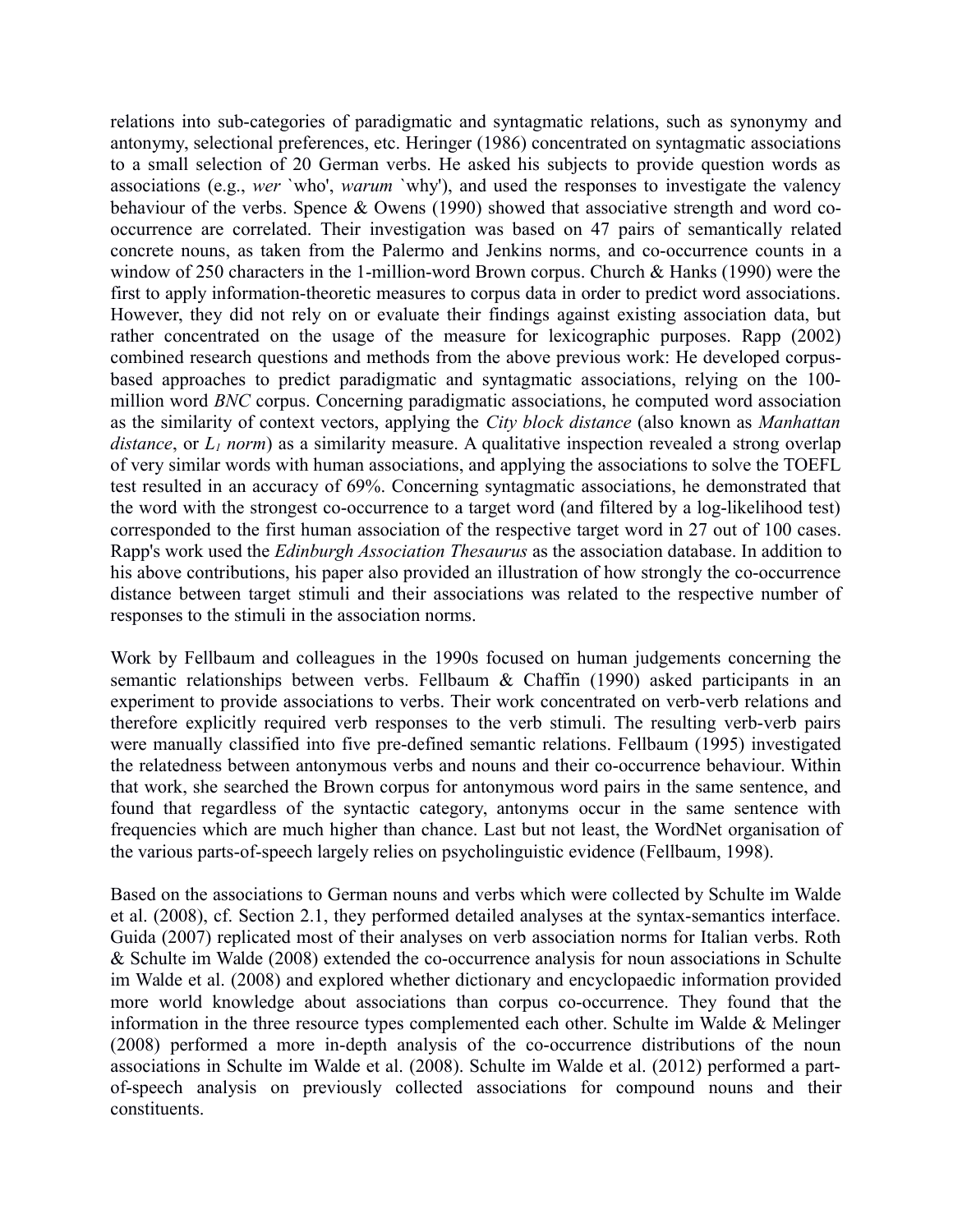relations into sub-categories of paradigmatic and syntagmatic relations, such as synonymy and antonymy, selectional preferences, etc. Heringer (1986) concentrated on syntagmatic associations to a small selection of 20 German verbs. He asked his subjects to provide question words as associations (e.g., *wer* `who', *warum* `why'), and used the responses to investigate the valency behaviour of the verbs. Spence & Owens (1990) showed that associative strength and word co-occurrence are correlated. Their investigation was based on 47 pairs of semantically related concrete nouns, as taken from the Palermo and Jenkins norms, and co-occurrence counts in a window of 250 characters in the 1-million-word Brown corpus. Church & Hanks (1990) were the first to apply information-theoretic measures to corpus data in order to predict word associations. However, they did not rely on or evaluate their findings against existing association data, but rather concentrated on the usage of the measure for lexicographic purposes. Rapp (2002) combined research questions and methods from the above previous work: He developed corpus-based approaches to predict paradigmatic and syntagmatic associations, relying on the 100-million word *BNC* corpus. Concerning paradigmatic associations, he computed word association as the similarity of context vectors, applying the *City block distance* (also known as *Manhattan distance*, or *$L_1$ norm*) as a similarity measure. A qualitative inspection revealed a strong overlap of very similar words with human associations, and applying the associations to solve the TOEFL test resulted in an accuracy of 69%. Concerning syntagmatic associations, he demonstrated that the word with the strongest co-occurrence to a target word (and filtered by a log-likelihood test) corresponded to the first human association of the respective target word in 27 out of 100 cases. Rapp's work used the *Edinburgh Association Thesaurus* as the association database. In addition to his above contributions, his paper also provided an illustration of how strongly the co-occurrence distance between target stimuli and their associations was related to the respective number of responses to the stimuli in the association norms.

Work by Fellbaum and colleagues in the 1990s focused on human judgements concerning the semantic relationships between verbs. Fellbaum & Chaffin (1990) asked participants in an experiment to provide associations to verbs. Their work concentrated on verb-verb relations and therefore explicitly required verb responses to the verb stimuli. The resulting verb-verb pairs were manually classified into five pre-defined semantic relations. Fellbaum (1995) investigated the relatedness between antonymous verbs and nouns and their co-occurrence behaviour. Within that work, she searched the Brown corpus for antonymous word pairs in the same sentence, and found that regardless of the syntactic category, antonyms occur in the same sentence with frequencies which are much higher than chance. Last but not least, the WordNet organisation of the various parts-of-speech largely relies on psycholinguistic evidence (Fellbaum, 1998).

Based on the associations to German nouns and verbs which were collected by Schulte im Walde et al. (2008), cf. Section 2.1, they performed detailed analyses at the syntax-semantics interface. Guida (2007) replicated most of their analyses on verb association norms for Italian verbs. Roth & Schulte im Walde (2008) extended the co-occurrence analysis for noun associations in Schulte im Walde et al. (2008) and explored whether dictionary and encyclopaedic information provided more world knowledge about associations than corpus co-occurrence. They found that the information in the three resource types complemented each other. Schulte im Walde & Melinger (2008) performed a more in-depth analysis of the co-occurrence distributions of the noun associations in Schulte im Walde et al. (2008). Schulte im Walde et al. (2012) performed a part-of-speech analysis on previously collected associations for compound nouns and their constituents.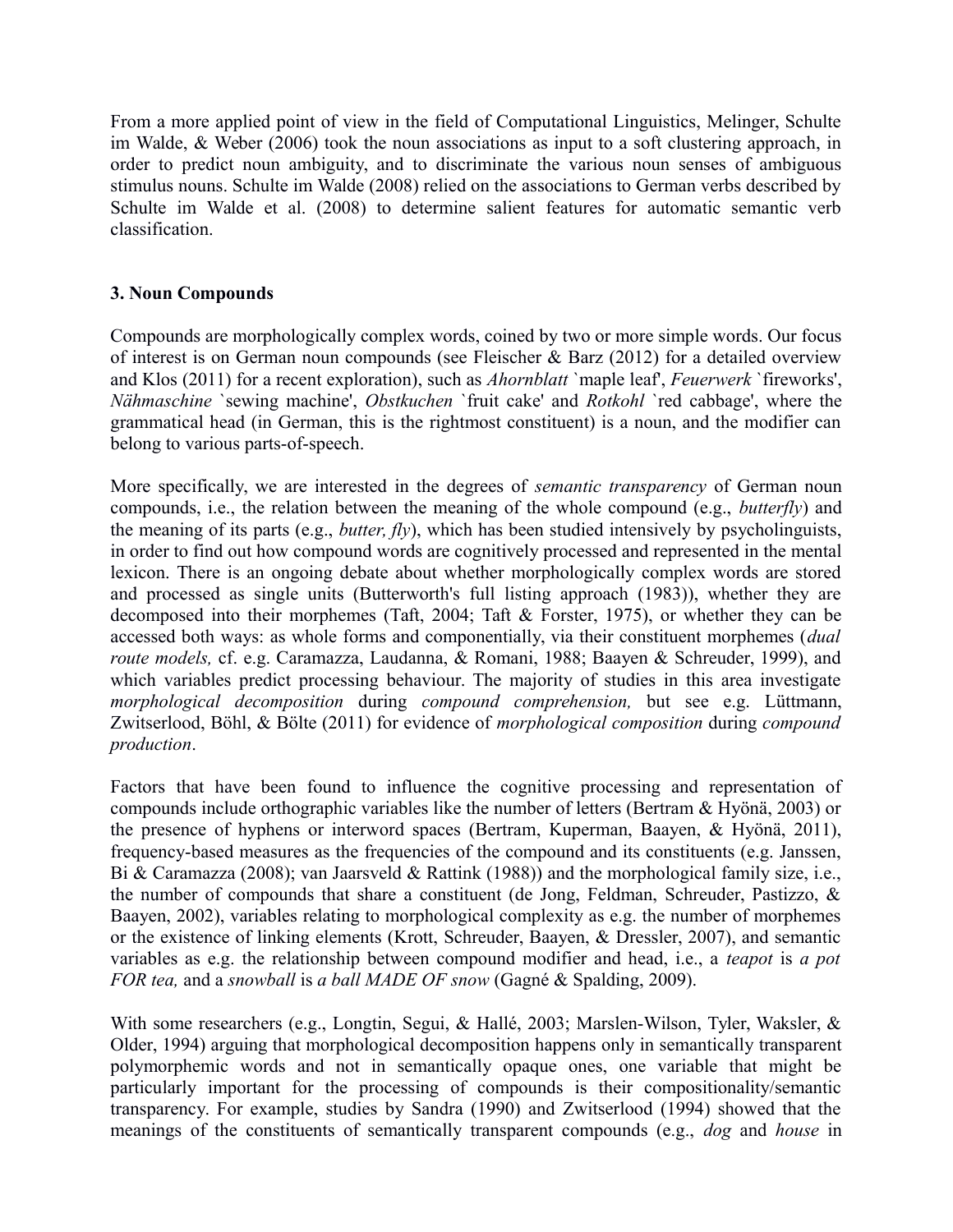From a more applied point of view in the field of Computational Linguistics, Melinger, Schulte im Walde, & Weber (2006) took the noun associations as input to a soft clustering approach, in order to predict noun ambiguity, and to discriminate the various noun senses of ambiguous stimulus nouns. Schulte im Walde (2008) relied on the associations to German verbs described by Schulte im Walde et al. (2008) to determine salient features for automatic semantic verb classification.

## 3. Noun Compounds

Compounds are morphologically complex words, coined by two or more simple words. Our focus of interest is on German noun compounds (see Fleischer & Barz (2012) for a detailed overview and Klos (2011) for a recent exploration), such as *Ahornblatt* `maple leaf', *Feuerwerk* `fireworks', *Nähmaschine* `sewing machine', *Obstkuchen* `fruit cake' and *Rotkohl* `red cabbage', where the grammatical head (in German, this is the rightmost constituent) is a noun, and the modifier can belong to various parts-of-speech.

More specifically, we are interested in the degrees of *semantic transparency* of German noun compounds, i.e., the relation between the meaning of the whole compound (e.g., *butterfly*) and the meaning of its parts (e.g., *butter, fly*), which has been studied intensively by psycholinguists, in order to find out how compound words are cognitively processed and represented in the mental lexicon. There is an ongoing debate about whether morphologically complex words are stored and processed as single units (Butterworth's full listing approach (1983)), whether they are decomposed into their morphemes (Taft, 2004; Taft & Forster, 1975), or whether they can be accessed both ways: as whole forms and componentially, via their constituent morphemes (*dual route models,* cf. e.g. Caramazza, Laudanna, & Romani, 1988; Baayen & Schreuder, 1999), and which variables predict processing behaviour. The majority of studies in this area investigate *morphological decomposition* during *compound comprehension,* but see e.g. Lüttmann, Zwitserlood, Böhl, & Bölte (2011) for evidence of *morphological composition* during *compound production*.

Factors that have been found to influence the cognitive processing and representation of compounds include orthographic variables like the number of letters (Bertram & Hyönä, 2003) or the presence of hyphens or interword spaces (Bertram, Kuperman, Baayen, & Hyönä, 2011), frequency-based measures as the frequencies of the compound and its constituents (e.g. Janssen, Bi & Caramazza (2008); van Jaarsveld & Rattink (1988)) and the morphological family size, i.e., the number of compounds that share a constituent (de Jong, Feldman, Schreuder, Pastizzo, & Baayen, 2002), variables relating to morphological complexity as e.g. the number of morphemes or the existence of linking elements (Krott, Schreuder, Baayen, & Dressler, 2007), and semantic variables as e.g. the relationship between compound modifier and head, i.e., a *teapot* is *a pot FOR tea,* and a *snowball* is *a ball MADE OF snow* (Gagné & Spalding, 2009).

With some researchers (e.g., Longtin, Segui, & Hallé, 2003; Marslen-Wilson, Tyler, Waksler, & Older, 1994) arguing that morphological decomposition happens only in semantically transparent polymorphemic words and not in semantically opaque ones, one variable that might be particularly important for the processing of compounds is their compositionality/semantic transparency. For example, studies by Sandra (1990) and Zwitserlood (1994) showed that the meanings of the constituents of semantically transparent compounds (e.g., *dog* and *house* in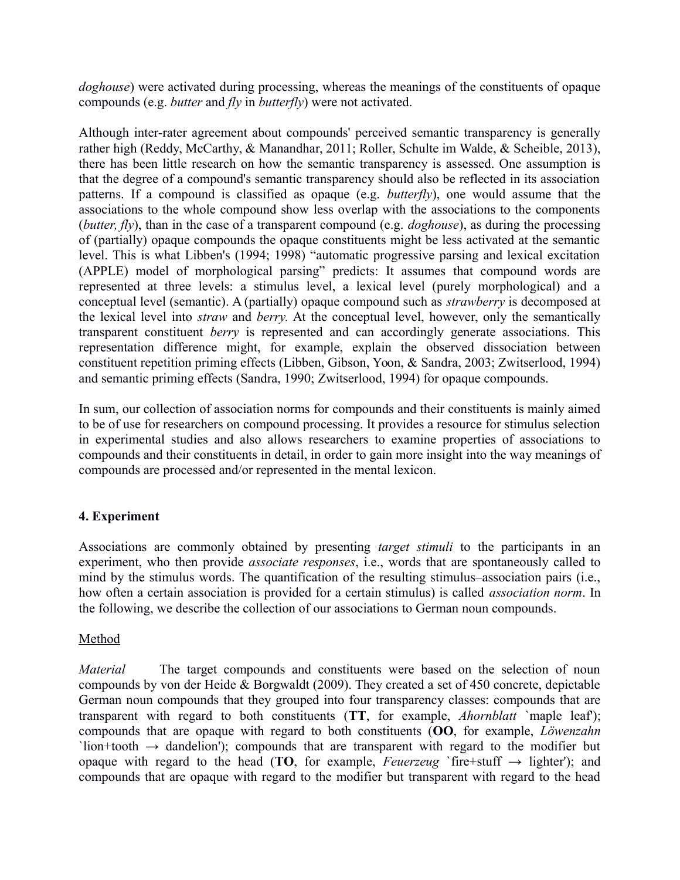*doghouse*) were activated during processing, whereas the meanings of the constituents of opaque compounds (e.g. *butter* and *fly* in *butterfly*) were not activated.

Although inter-rater agreement about compounds' perceived semantic transparency is generally rather high (Reddy, McCarthy, & Manandhar, 2011; Roller, Schulte im Walde, & Scheible, 2013), there has been little research on how the semantic transparency is assessed. One assumption is that the degree of a compound's semantic transparency should also be reflected in its association patterns. If a compound is classified as opaque (e.g. *butterfly*), one would assume that the associations to the whole compound show less overlap with the associations to the components (*butter, fly*), than in the case of a transparent compound (e.g. *doghouse*), as during the processing of (partially) opaque compounds the opaque constituents might be less activated at the semantic level. This is what Libben's (1994; 1998) "automatic progressive parsing and lexical excitation (APPLE) model of morphological parsing" predicts: It assumes that compound words are represented at three levels: a stimulus level, a lexical level (purely morphological) and a conceptual level (semantic). A (partially) opaque compound such as *strawberry* is decomposed at the lexical level into *straw* and *berry.* At the conceptual level, however, only the semantically transparent constituent *berry* is represented and can accordingly generate associations. This representation difference might, for example, explain the observed dissociation between constituent repetition priming effects (Libben, Gibson, Yoon, & Sandra, 2003; Zwitserlood, 1994) and semantic priming effects (Sandra, 1990; Zwitserlood, 1994) for opaque compounds.

In sum, our collection of association norms for compounds and their constituents is mainly aimed to be of use for researchers on compound processing. It provides a resource for stimulus selection in experimental studies and also allows researchers to examine properties of associations to compounds and their constituents in detail, in order to gain more insight into the way meanings of compounds are processed and/or represented in the mental lexicon.

## 4. Experiment

Associations are commonly obtained by presenting *target stimuli* to the participants in an experiment, who then provide *associate responses*, i.e., words that are spontaneously called to mind by the stimulus words. The quantification of the resulting stimulus–association pairs (i.e., how often a certain association is provided for a certain stimulus) is called *association norm*. In the following, we describe the collection of our associations to German noun compounds.

### Method

*Material* The target compounds and constituents were based on the selection of noun compounds by von der Heide & Borgwaldt (2009). They created a set of 450 concrete, depictable German noun compounds that they grouped into four transparency classes: compounds that are transparent with regard to both constituents (**TT**, for example, *Ahornblatt* `maple leaf'); compounds that are opaque with regard to both constituents (**OO**, for example, *Löwenzahn* `lion+tooth → dandelion'); compounds that are transparent with regard to the modifier but opaque with regard to the head (**TO**, for example, *Feuerzeug* `fire+stuff → lighter'); and compounds that are opaque with regard to the modifier but transparent with regard to the head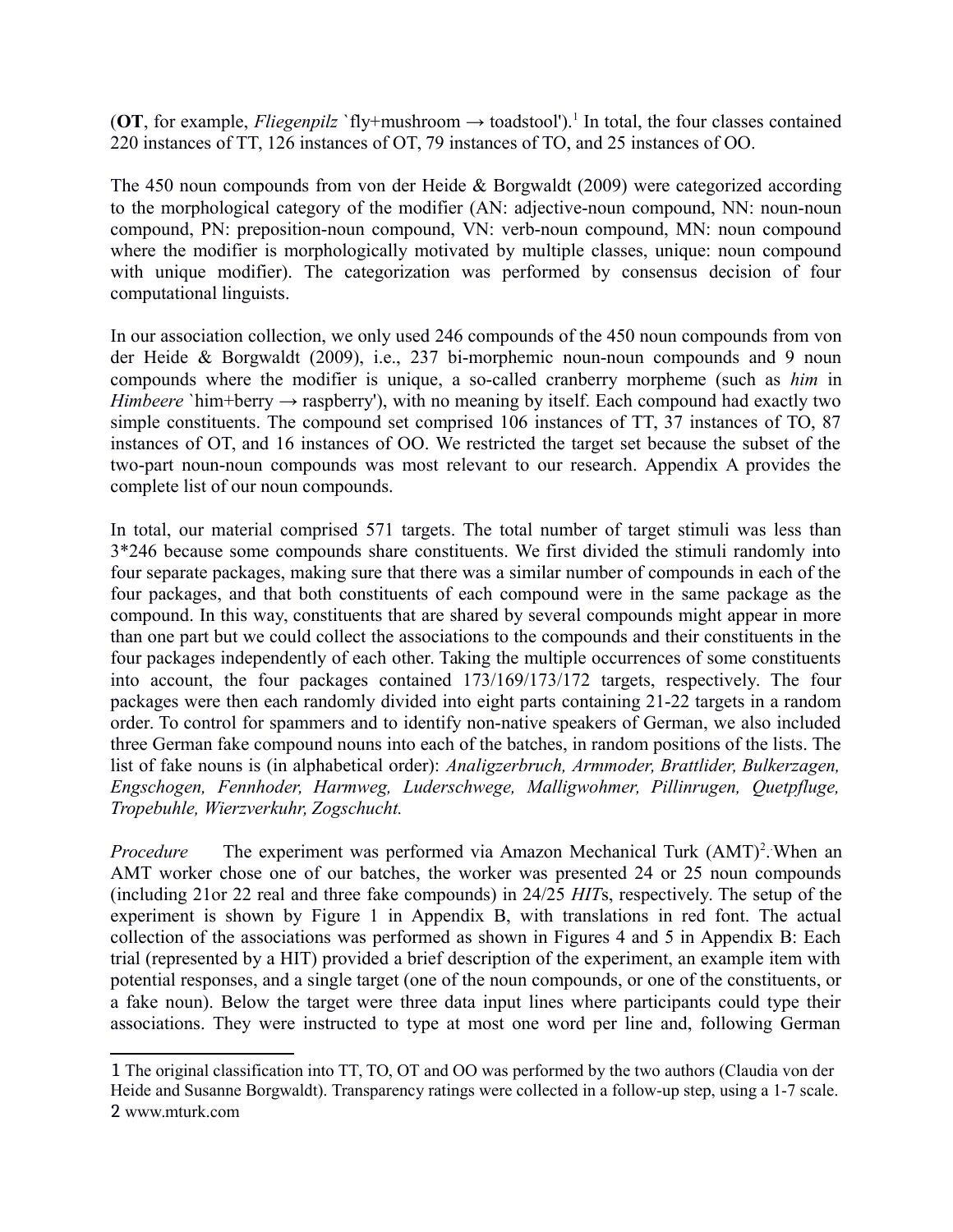(**OT**, for example, *Fliegenpilz* `fly+mushroom → toadstool').[1] In total, the four classes contained 220 instances of TT, 126 instances of OT, 79 instances of TO, and 25 instances of OO.

The 450 noun compounds from von der Heide & Borgwaldt (2009) were categorized according to the morphological category of the modifier (AN: adjective-noun compound, NN: noun-noun compound, PN: preposition-noun compound, VN: verb-noun compound, MN: noun compound where the modifier is morphologically motivated by multiple classes, unique: noun compound with unique modifier). The categorization was performed by consensus decision of four computational linguists.

In our association collection, we only used 246 compounds of the 450 noun compounds from von der Heide & Borgwaldt (2009), i.e., 237 bi-morphemic noun-noun compounds and 9 noun compounds where the modifier is unique, a so-called cranberry morpheme (such as *him* in *Himbeere* `him+berry → raspberry'), with no meaning by itself. Each compound had exactly two simple constituents. The compound set comprised 106 instances of TT, 37 instances of TO, 87 instances of OT, and 16 instances of OO. We restricted the target set because the subset of the two-part noun-noun compounds was most relevant to our research. Appendix A provides the complete list of our noun compounds.

In total, our material comprised 571 targets. The total number of target stimuli was less than 3*246 because some compounds share constituents. We first divided the stimuli randomly into four separate packages, making sure that there was a similar number of compounds in each of the four packages, and that both constituents of each compound were in the same package as the compound. In this way, constituents that are shared by several compounds might appear in more than one part but we could collect the associations to the compounds and their constituents in the four packages independently of each other. Taking the multiple occurrences of some constituents into account, the four packages contained 173/169/173/172 targets, respectively. The four packages were then each randomly divided into eight parts containing 21-22 targets in a random order. To control for spammers and to identify non-native speakers of German, we also included three German fake compound nouns into each of the batches, in random positions of the lists. The list of fake nouns is (in alphabetical order): *Analigzerbruch, Armmoder, Brattlider, Bulkerzagen, Engschogen, Fennhoder, Harmweg, Luderschwege, Malligwohmer, Pillinrugen, Quetpfluge, Tropebuhle, Wierzverkuhr, Zogschucht.*

*Procedure* The experiment was performed via Amazon Mechanical Turk (AMT)[2]. When an AMT worker chose one of our batches, the worker was presented 24 or 25 noun compounds (including 21or 22 real and three fake compounds) in 24/25 *HIT*s, respectively. The setup of the experiment is shown by Figure 1 in Appendix B, with translations in red font. The actual collection of the associations was performed as shown in Figures 4 and 5 in Appendix B: Each trial (represented by a HIT) provided a brief description of the experiment, an example item with potential responses, and a single target (one of the noun compounds, or one of the constituents, or a fake noun). Below the target were three data input lines where participants could type their associations. They were instructed to type at most one word per line and, following German

[1] The original classification into TT, TO, OT and OO was performed by the two authors (Claudia von der Heide and Susanne Borgwaldt). Transparency ratings were collected in a follow-up step, using a 1-7 scale.

[2] www.mturk.com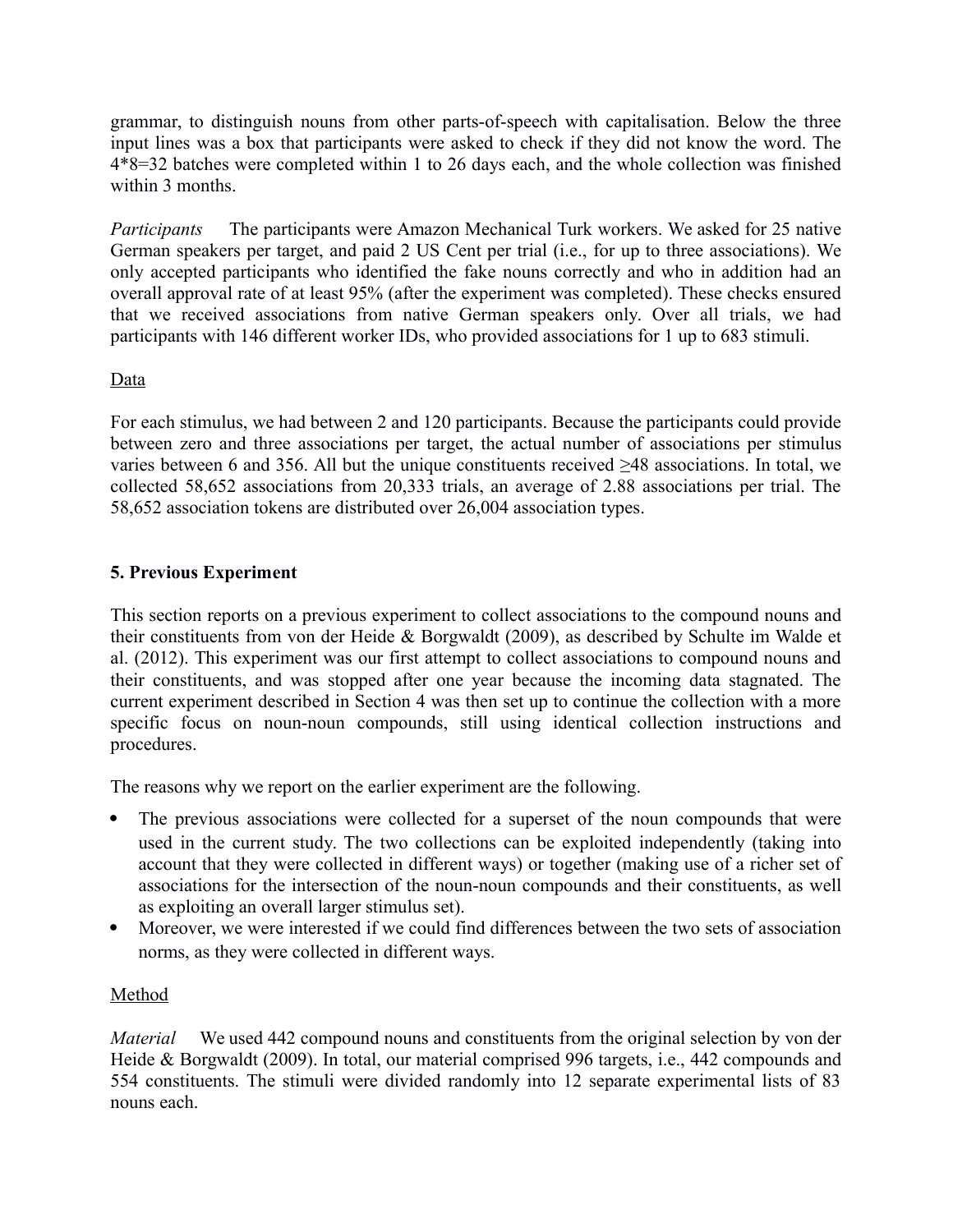grammar, to distinguish nouns from other parts-of-speech with capitalisation. Below the three input lines was a box that participants were asked to check if they did not know the word. The 4*8=32 batches were completed within 1 to 26 days each, and the whole collection was finished within 3 months.

*Participants* The participants were Amazon Mechanical Turk workers. We asked for 25 native German speakers per target, and paid 2 US Cent per trial (i.e., for up to three associations). We only accepted participants who identified the fake nouns correctly and who in addition had an overall approval rate of at least 95% (after the experiment was completed). These checks ensured that we received associations from native German speakers only. Over all trials, we had participants with 146 different worker IDs, who provided associations for 1 up to 683 stimuli.

Data

For each stimulus, we had between 2 and 120 participants. Because the participants could provide between zero and three associations per target, the actual number of associations per stimulus varies between 6 and 356. All but the unique constituents received ≥48 associations. In total, we collected 58,652 associations from 20,333 trials, an average of 2.88 associations per trial. The 58,652 association tokens are distributed over 26,004 association types.

## 5. Previous Experiment

This section reports on a previous experiment to collect associations to the compound nouns and their constituents from von der Heide & Borgwaldt (2009), as described by Schulte im Walde et al. (2012). This experiment was our first attempt to collect associations to compound nouns and their constituents, and was stopped after one year because the incoming data stagnated. The current experiment described in Section 4 was then set up to continue the collection with a more specific focus on noun-noun compounds, still using identical collection instructions and procedures.

The reasons why we report on the earlier experiment are the following.

- The previous associations were collected for a superset of the noun compounds that were used in the current study. The two collections can be exploited independently (taking into account that they were collected in different ways) or together (making use of a richer set of associations for the intersection of the noun-noun compounds and their constituents, as well as exploiting an overall larger stimulus set).
- Moreover, we were interested if we could find differences between the two sets of association norms, as they were collected in different ways.

Method

*Material* We used 442 compound nouns and constituents from the original selection by von der Heide & Borgwaldt (2009). In total, our material comprised 996 targets, i.e., 442 compounds and 554 constituents. The stimuli were divided randomly into 12 separate experimental lists of 83 nouns each.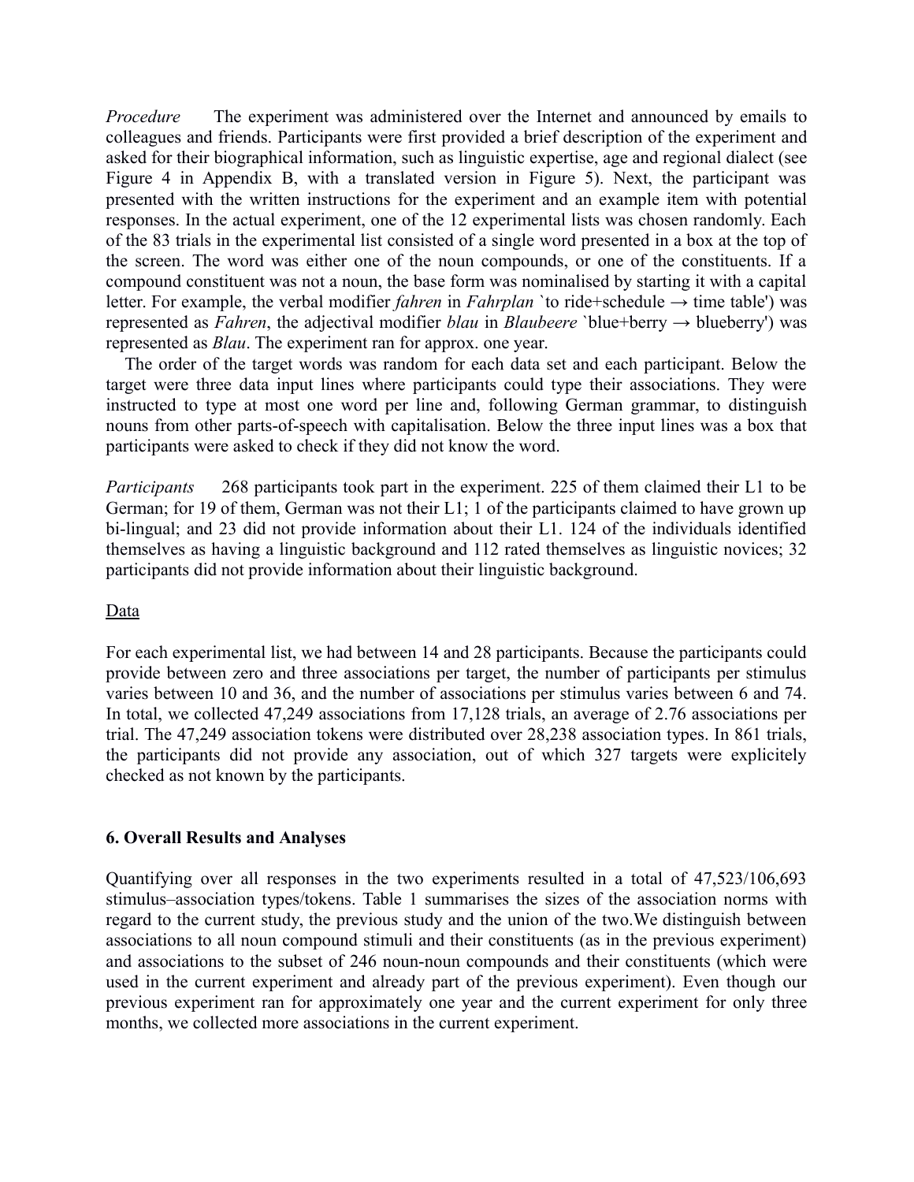*Procedure* The experiment was administered over the Internet and announced by emails to colleagues and friends. Participants were first provided a brief description of the experiment and asked for their biographical information, such as linguistic expertise, age and regional dialect (see Figure 4 in Appendix B, with a translated version in Figure 5). Next, the participant was presented with the written instructions for the experiment and an example item with potential responses. In the actual experiment, one of the 12 experimental lists was chosen randomly. Each of the 83 trials in the experimental list consisted of a single word presented in a box at the top of the screen. The word was either one of the noun compounds, or one of the constituents. If a compound constituent was not a noun, the base form was nominalised by starting it with a capital letter. For example, the verbal modifier *fahren* in *Fahrplan* `to ride+schedule → time table') was represented as *Fahren*, the adjectival modifier *blau* in *Blaubeere* `blue+berry → blueberry') was represented as *Blau*. The experiment ran for approx. one year.

The order of the target words was random for each data set and each participant. Below the target were three data input lines where participants could type their associations. They were instructed to type at most one word per line and, following German grammar, to distinguish nouns from other parts-of-speech with capitalisation. Below the three input lines was a box that participants were asked to check if they did not know the word.

*Participants* 268 participants took part in the experiment. 225 of them claimed their L1 to be German; for 19 of them, German was not their L1; 1 of the participants claimed to have grown up bi-lingual; and 23 did not provide information about their L1. 124 of the individuals identified themselves as having a linguistic background and 112 rated themselves as linguistic novices; 32 participants did not provide information about their linguistic background.

Data

For each experimental list, we had between 14 and 28 participants. Because the participants could provide between zero and three associations per target, the number of participants per stimulus varies between 10 and 36, and the number of associations per stimulus varies between 6 and 74. In total, we collected 47,249 associations from 17,128 trials, an average of 2.76 associations per trial. The 47,249 association tokens were distributed over 28,238 association types. In 861 trials, the participants did not provide any association, out of which 327 targets were explicitely checked as not known by the participants.

### 6. Overall Results and Analyses

Quantifying over all responses in the two experiments resulted in a total of 47,523/106,693 stimulus–association types/tokens. Table 1 summarises the sizes of the association norms with regard to the current study, the previous study and the union of the two.We distinguish between associations to all noun compound stimuli and their constituents (as in the previous experiment) and associations to the subset of 246 noun-noun compounds and their constituents (which were used in the current experiment and already part of the previous experiment). Even though our previous experiment ran for approximately one year and the current experiment for only three months, we collected more associations in the current experiment.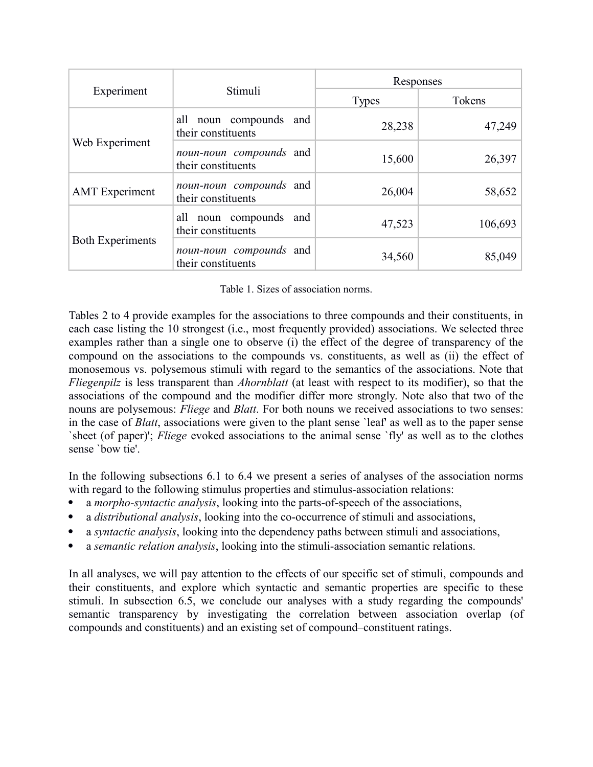| Experiment | Stimuli | Responses | |
|---|---|---|---|
| | | Types | Tokens |
| Web Experiment | all noun compounds and their constituents | 28,238 | 47,249 |
| | *noun-noun compounds* and their constituents | 15,600 | 26,397 |
| AMT Experiment | *noun-noun compounds* and their constituents | 26,004 | 58,652 |
| Both Experiments | all noun compounds and their constituents | 47,523 | 106,693 |
| | *noun-noun compounds* and their constituents | 34,560 | 85,049 |

Table 1. Sizes of association norms.

Tables 2 to 4 provide examples for the associations to three compounds and their constituents, in each case listing the 10 strongest (i.e., most frequently provided) associations. We selected three examples rather than a single one to observe (i) the effect of the degree of transparency of the compound on the associations to the compounds vs. constituents, as well as (ii) the effect of monosemous vs. polysemous stimuli with regard to the semantics of the associations. Note that *Fliegenpilz* is less transparent than *Ahornblatt* (at least with respect to its modifier), so that the associations of the compound and the modifier differ more strongly. Note also that two of the nouns are polysemous: *Fliege* and *Blatt*. For both nouns we received associations to two senses: in the case of *Blatt*, associations were given to the plant sense `leaf' as well as to the paper sense `sheet (of paper)'; *Fliege* evoked associations to the animal sense `fly' as well as to the clothes sense `bow tie'.

In the following subsections 6.1 to 6.4 we present a series of analyses of the association norms with regard to the following stimulus properties and stimulus-association relations:

- a *morpho-syntactic analysis*, looking into the parts-of-speech of the associations,
- a *distributional analysis*, looking into the co-occurrence of stimuli and associations,
- a *syntactic analysis*, looking into the dependency paths between stimuli and associations,
- a *semantic relation analysis*, looking into the stimuli-association semantic relations.

In all analyses, we will pay attention to the effects of our specific set of stimuli, compounds and their constituents, and explore which syntactic and semantic properties are specific to these stimuli. In subsection 6.5, we conclude our analyses with a study regarding the compounds' semantic transparency by investigating the correlation between association overlap (of compounds and constituents) and an existing set of compound–constituent ratings.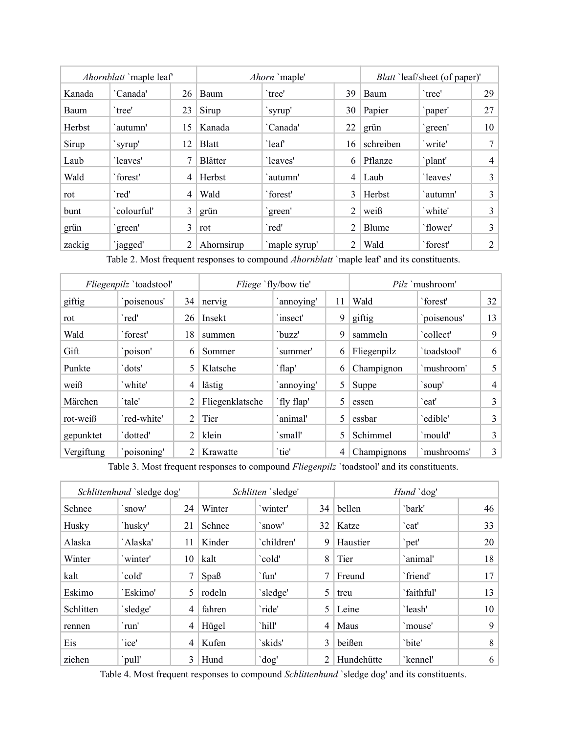| *Ahornblatt* `maple leaf' | | | *Ahorn* `maple' | | | *Blatt* `leaf/sheet (of paper)' | | |
|---|---|---|---|---|---|---|---|---|
| Kanada | `Canada' | 26 | Baum | `tree' | 39 | Baum | `tree' | 29 |
| Baum | `tree' | 23 | Sirup | `syrup' | 30 | Papier | `paper' | 27 |
| Herbst | `autumn' | 15 | Kanada | `Canada' | 22 | grün | `green' | 10 |
| Sirup | `syrup' | 12 | Blatt | `leaf' | 16 | schreiben | `write' | 7 |
| Laub | `leaves' | 7 | Blätter | `leaves' | 6 | Pflanze | `plant' | 4 |
| Wald | `forest' | 4 | Herbst | `autumn' | 4 | Laub | `leaves' | 3 |
| rot | `red' | 4 | Wald | `forest' | 3 | Herbst | `autumn' | 3 |
| bunt | `colourful' | 3 | grün | `green' | 2 | weiß | `white' | 3 |
| grün | `green' | 3 | rot | `red' | 2 | Blume | `flower' | 3 |
| zackig | `jagged' | 2 | Ahornsirup | `maple syrup' | 2 | Wald | `forest' | 2 |

Table 2. Most frequent responses to compound *Ahornblatt* `maple leaf' and its constituents.

| *Fliegenpilz* `toadstool' | | | *Fliege* `fly/bow tie' | | | *Pilz* `mushroom' | | |
|---|---|---|---|---|---|---|---|---|
| giftig | `poisenous' | 34 | nervig | `annoying' | 11 | Wald | `forest' | 32 |
| rot | `red' | 26 | Insekt | `insect' | 9 | giftig | `poisenous' | 13 |
| Wald | `forest' | 18 | summen | `buzz' | 9 | sammeln | `collect' | 9 |
| Gift | `poison' | 6 | Sommer | `summer' | 6 | Fliegenpilz | `toadstool' | 6 |
| Punkte | `dots' | 5 | Klatsche | `flap' | 6 | Champignon | `mushroom' | 5 |
| weiß | `white' | 4 | lästig | `annoying' | 5 | Suppe | `soup' | 4 |
| Märchen | `tale' | 2 | Fliegenklatsche | `fly flap' | 5 | essen | `eat' | 3 |
| rot-weiß | `red-white' | 2 | Tier | `animal' | 5 | essbar | `edible' | 3 |
| gepunktet | `dotted' | 2 | klein | `small' | 5 | Schimmel | `mould' | 3 |
| Vergiftung | `poisoning' | 2 | Krawatte | `tie' | 4 | Champignons | `mushrooms' | 3 |

Table 3. Most frequent responses to compound *Fliegenpilz* `toadstool' and its constituents.

| *Schlittenhund* `sledge dog' | | | *Schlitten* `sledge' | | | *Hund* `dog' | | |
|---|---|---|---|---|---|---|---|---|
| Schnee | `snow' | 24 | Winter | `winter' | 34 | bellen | `bark' | 46 |
| Husky | `husky' | 21 | Schnee | `snow' | 32 | Katze | `cat' | 33 |
| Alaska | `Alaska' | 11 | Kinder | `children' | 9 | Haustier | `pet' | 20 |
| Winter | `winter' | 10 | kalt | `cold' | 8 | Tier | `animal' | 18 |
| kalt | `cold' | 7 | Spaß | `fun' | 7 | Freund | `friend' | 17 |
| Eskimo | `Eskimo' | 5 | rodeln | `sledge' | 5 | treu | `faithful' | 13 |
| Schlitten | `sledge' | 4 | fahren | `ride' | 5 | Leine | `leash' | 10 |
| rennen | `run' | 4 | Hügel | `hill' | 4 | Maus | `mouse' | 9 |
| Eis | `ice' | 4 | Kufen | `skids' | 3 | beißen | `bite' | 8 |
| ziehen | `pull' | 3 | Hund | `dog' | 2 | Hundehütte | `kennel' | 6 |

Table 4. Most frequent responses to compound *Schlittenhund* `sledge dog' and its constituents.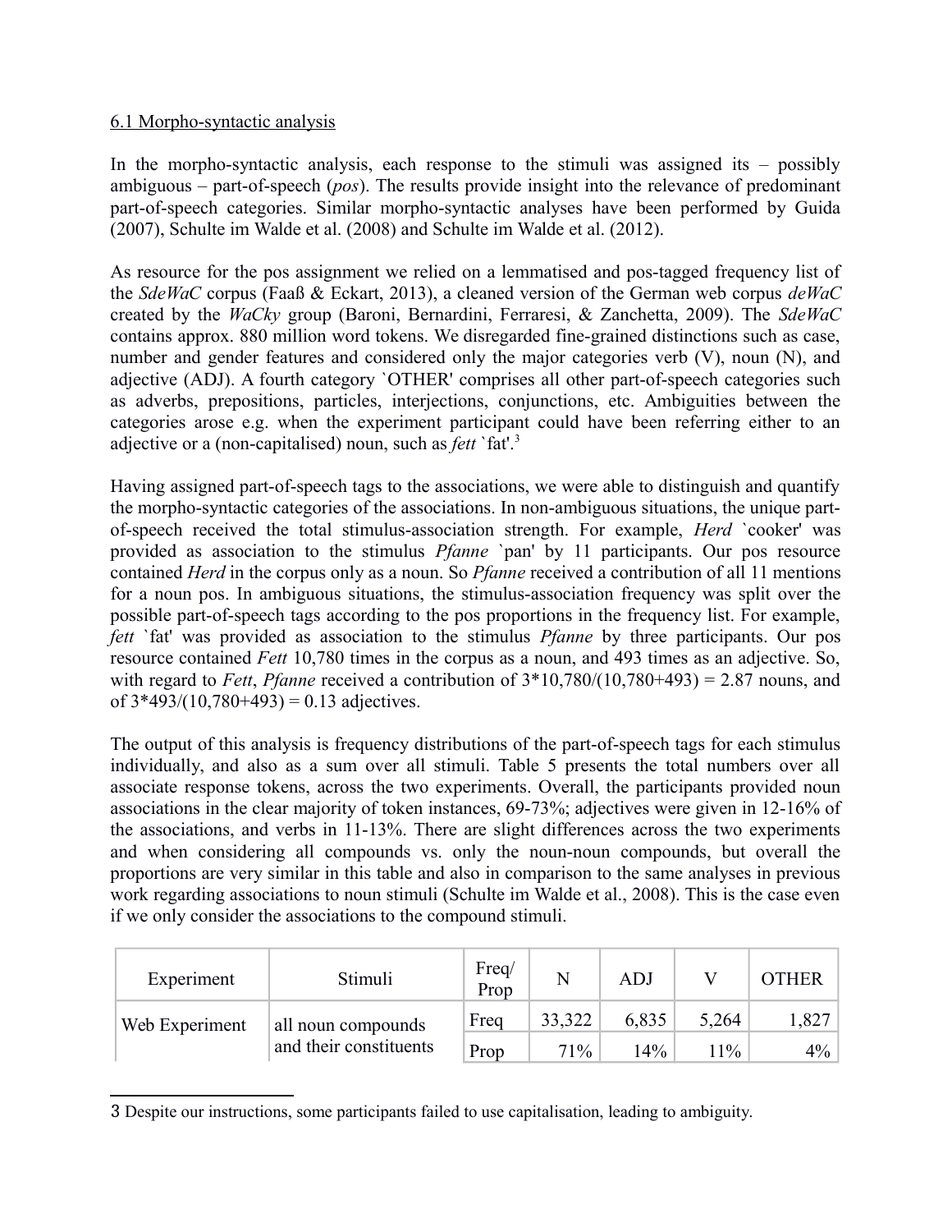6.1 Morpho-syntactic analysis

In the morpho-syntactic analysis, each response to the stimuli was assigned its – possibly ambiguous – part-of-speech (*pos*). The results provide insight into the relevance of predominant part-of-speech categories. Similar morpho-syntactic analyses have been performed by Guida (2007), Schulte im Walde et al. (2008) and Schulte im Walde et al. (2012).

As resource for the pos assignment we relied on a lemmatised and pos-tagged frequency list of the *SdeWaC* corpus (Faaß & Eckart, 2013), a cleaned version of the German web corpus *deWaC* created by the *WaCky* group (Baroni, Bernardini, Ferraresi, & Zanchetta, 2009). The *SdeWaC* contains approx. 880 million word tokens. We disregarded fine-grained distinctions such as case, number and gender features and considered only the major categories verb (V), noun (N), and adjective (ADJ). A fourth category `OTHER' comprises all other part-of-speech categories such as adverbs, prepositions, particles, interjections, conjunctions, etc. Ambiguities between the categories arose e.g. when the experiment participant could have been referring either to an adjective or a (non-capitalised) noun, such as *fett* `fat'.[3]

Having assigned part-of-speech tags to the associations, we were able to distinguish and quantify the morpho-syntactic categories of the associations. In non-ambiguous situations, the unique part-of-speech received the total stimulus-association strength. For example, *Herd* `cooker' was provided as association to the stimulus *Pfanne* `pan' by 11 participants. Our pos resource contained *Herd* in the corpus only as a noun. So *Pfanne* received a contribution of all 11 mentions for a noun pos. In ambiguous situations, the stimulus-association frequency was split over the possible part-of-speech tags according to the pos proportions in the frequency list. For example, *fett* `fat' was provided as association to the stimulus *Pfanne* by three participants. Our pos resource contained *Fett* 10,780 times in the corpus as a noun, and 493 times as an adjective. So, with regard to *Fett*, *Pfanne* received a contribution of $3*10{,}780/(10{,}780+493) = 2.87$ nouns, and of $3*493/(10{,}780+493) = 0.13$ adjectives.

The output of this analysis is frequency distributions of the part-of-speech tags for each stimulus individually, and also as a sum over all stimuli. Table 5 presents the total numbers over all associate response tokens, across the two experiments. Overall, the participants provided noun associations in the clear majority of token instances, 69-73%; adjectives were given in 12-16% of the associations, and verbs in 11-13%. There are slight differences across the two experiments and when considering all compounds vs. only the noun-noun compounds, but overall the proportions are very similar in this table and also in comparison to the same analyses in previous work regarding associations to noun stimuli (Schulte im Walde et al., 2008). This is the case even if we only consider the associations to the compound stimuli.

| Experiment | Stimuli | Freq/ Prop | N | ADJ | V | OTHER |
|---|---|---|---|---|---|---|
| Web Experiment | all noun compounds and their constituents | Freq | 33,322 | 6,835 | 5,264 | 1,827 |
| | | Prop | 71% | 14% | 11% | 4% |

3 Despite our instructions, some participants failed to use capitalisation, leading to ambiguity.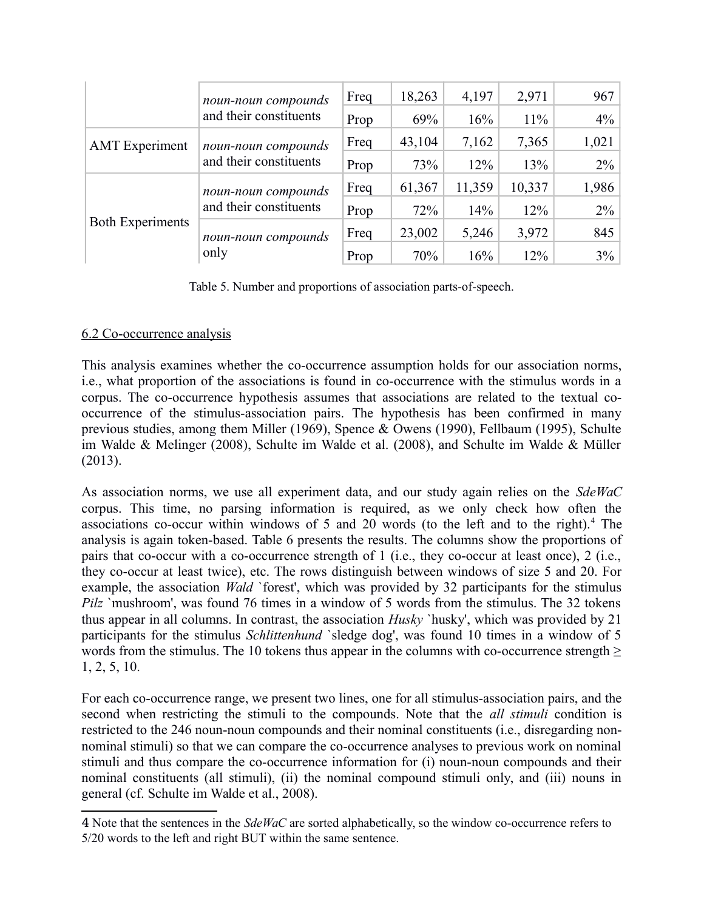| | | | | | | |
|---|---|---|---|---|---|---|
| | *noun-noun compounds* and their constituents | Freq | 18,263 | 4,197 | 2,971 | 967 |
| | | Prop | 69% | 16% | 11% | 4% |
| AMT Experiment | *noun-noun compounds* and their constituents | Freq | 43,104 | 7,162 | 7,365 | 1,021 |
| | | Prop | 73% | 12% | 13% | 2% |
| Both Experiments | *noun-noun compounds* and their constituents | Freq | 61,367 | 11,359 | 10,337 | 1,986 |
| | | Prop | 72% | 14% | 12% | 2% |
| | *noun-noun compounds* only | Freq | 23,002 | 5,246 | 3,972 | 845 |
| | | Prop | 70% | 16% | 12% | 3% |

Table 5. Number and proportions of association parts-of-speech.

### 6.2 Co-occurrence analysis

This analysis examines whether the co-occurrence assumption holds for our association norms, i.e., what proportion of the associations is found in co-occurrence with the stimulus words in a corpus. The co-occurrence hypothesis assumes that associations are related to the textual co-occurrence of the stimulus-association pairs. The hypothesis has been confirmed in many previous studies, among them Miller (1969), Spence & Owens (1990), Fellbaum (1995), Schulte im Walde & Melinger (2008), Schulte im Walde et al. (2008), and Schulte im Walde & Müller (2013).

As association norms, we use all experiment data, and our study again relies on the *SdeWaC* corpus. This time, no parsing information is required, as we only check how often the associations co-occur within windows of 5 and 20 words (to the left and to the right).[4] The analysis is again token-based. Table 6 presents the results. The columns show the proportions of pairs that co-occur with a co-occurrence strength of 1 (i.e., they co-occur at least once), 2 (i.e., they co-occur at least twice), etc. The rows distinguish between windows of size 5 and 20. For example, the association *Wald* `forest', which was provided by 32 participants for the stimulus *Pilz* `mushroom', was found 76 times in a window of 5 words from the stimulus. The 32 tokens thus appear in all columns. In contrast, the association *Husky* `husky', which was provided by 21 participants for the stimulus *Schlittenhund* `sledge dog', was found 10 times in a window of 5 words from the stimulus. The 10 tokens thus appear in the columns with co-occurrence strength $\geq$ 1, 2, 5, 10.

For each co-occurrence range, we present two lines, one for all stimulus-association pairs, and the second when restricting the stimuli to the compounds. Note that the *all stimuli* condition is restricted to the 246 noun-noun compounds and their nominal constituents (i.e., disregarding non-nominal stimuli) so that we can compare the co-occurrence analyses to previous work on nominal stimuli and thus compare the co-occurrence information for (i) noun-noun compounds and their nominal constituents (all stimuli), (ii) the nominal compound stimuli only, and (iii) nouns in general (cf. Schulte im Walde et al., 2008).

---

[4] Note that the sentences in the *SdeWaC* are sorted alphabetically, so the window co-occurrence refers to 5/20 words to the left and right BUT within the same sentence.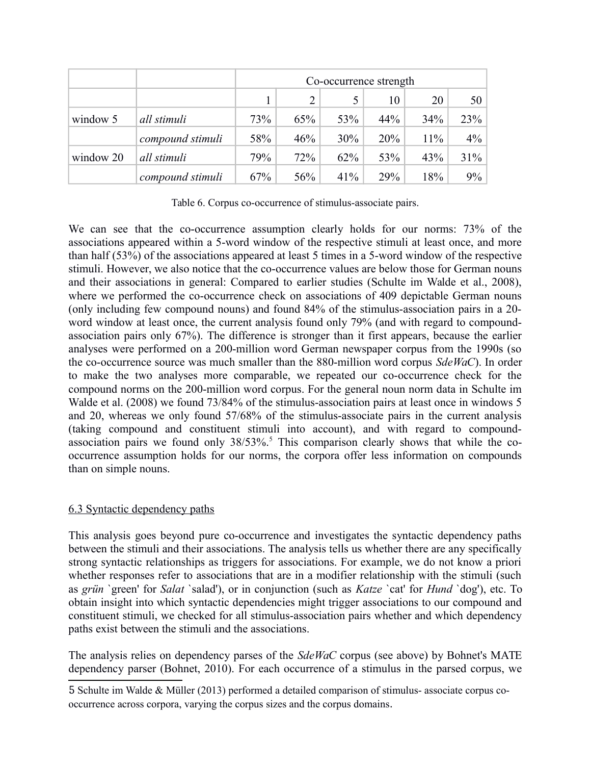| | | Co-occurrence strength | | | | | |
|---|---|---|---|---|---|---|---|
| | | 1 | 2 | 5 | 10 | 20 | 50 |
| window 5 | *all stimuli* | 73% | 65% | 53% | 44% | 34% | 23% |
| | *compound stimuli* | 58% | 46% | 30% | 20% | 11% | 4% |
| window 20 | *all stimuli* | 79% | 72% | 62% | 53% | 43% | 31% |
| | *compound stimuli* | 67% | 56% | 41% | 29% | 18% | 9% |

Table 6. Corpus co-occurrence of stimulus-associate pairs.

We can see that the co-occurrence assumption clearly holds for our norms: 73% of the associations appeared within a 5-word window of the respective stimuli at least once, and more than half (53%) of the associations appeared at least 5 times in a 5-word window of the respective stimuli. However, we also notice that the co-occurrence values are below those for German nouns and their associations in general: Compared to earlier studies (Schulte im Walde et al., 2008), where we performed the co-occurrence check on associations of 409 depictable German nouns (only including few compound nouns) and found 84% of the stimulus-association pairs in a 20-word window at least once, the current analysis found only 79% (and with regard to compound-association pairs only 67%). The difference is stronger than it first appears, because the earlier analyses were performed on a 200-million word German newspaper corpus from the 1990s (so the co-occurrence source was much smaller than the 880-million word corpus *SdeWaC*). In order to make the two analyses more comparable, we repeated our co-occurrence check for the compound norms on the 200-million word corpus. For the general noun norm data in Schulte im Walde et al. (2008) we found 73/84% of the stimulus-association pairs at least once in windows 5 and 20, whereas we only found 57/68% of the stimulus-associate pairs in the current analysis (taking compound and constituent stimuli into account), and with regard to compound-association pairs we found only 38/53%.[5] This comparison clearly shows that while the co-occurrence assumption holds for our norms, the corpora offer less information on compounds than on simple nouns.

## 6.3 Syntactic dependency paths

This analysis goes beyond pure co-occurrence and investigates the syntactic dependency paths between the stimuli and their associations. The analysis tells us whether there are any specifically strong syntactic relationships as triggers for associations. For example, we do not know a priori whether responses refer to associations that are in a modifier relationship with the stimuli (such as *grün* `green' for *Salat* `salad'), or in conjunction (such as *Katze* `cat' for *Hund* `dog'), etc. To obtain insight into which syntactic dependencies might trigger associations to our compound and constituent stimuli, we checked for all stimulus-association pairs whether and which dependency paths exist between the stimuli and the associations.

The analysis relies on dependency parses of the *SdeWaC* corpus (see above) by Bohnet's MATE dependency parser (Bohnet, 2010). For each occurrence of a stimulus in the parsed corpus, we

5 Schulte im Walde & Müller (2013) performed a detailed comparison of stimulus- associate corpus co-occurrence across corpora, varying the corpus sizes and the corpus domains.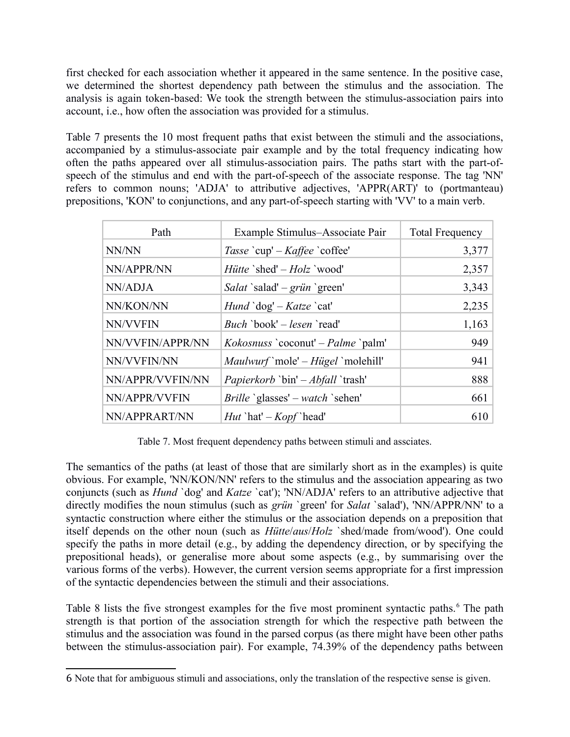first checked for each association whether it appeared in the same sentence. In the positive case, we determined the shortest dependency path between the stimulus and the association. The analysis is again token-based: We took the strength between the stimulus-association pairs into account, i.e., how often the association was provided for a stimulus.

Table 7 presents the 10 most frequent paths that exist between the stimuli and the associations, accompanied by a stimulus-associate pair example and by the total frequency indicating how often the paths appeared over all stimulus-association pairs. The paths start with the part-of-speech of the stimulus and end with the part-of-speech of the associate response. The tag 'NN' refers to common nouns; 'ADJA' to attributive adjectives, 'APPR(ART)' to (portmanteau) prepositions, 'KON' to conjunctions, and any part-of-speech starting with 'VV' to a main verb.

| Path | Example Stimulus–Associate Pair | Total Frequency |
|---|---|---|
| NN/NN | *Tasse* `cup' – *Kaffee* `coffee' | 3,377 |
| NN/APPR/NN | *Hütte* `shed' – *Holz* `wood' | 2,357 |
| NN/ADJA | *Salat* `salad' – *grün* `green' | 3,343 |
| NN/KON/NN | *Hund* `dog' – *Katze* `cat' | 2,235 |
| NN/VVFIN | *Buch* `book' – *lesen* `read' | 1,163 |
| NN/VVFIN/APPR/NN | *Kokosnuss* `coconut' – *Palme* `palm' | 949 |
| NN/VVFIN/NN | *Maulwurf* `mole' – *Hügel* `molehill' | 941 |
| NN/APPR/VVFIN/NN | *Papierkorb* `bin' – *Abfall* `trash' | 888 |
| NN/APPR/VVFIN | *Brille* `glasses' – *watch* `sehen' | 661 |
| NN/APPRART/NN | *Hut* `hat' – *Kopf* `head' | 610 |

Table 7. Most frequent dependency paths between stimuli and assciates.

The semantics of the paths (at least of those that are similarly short as in the examples) is quite obvious. For example, 'NN/KON/NN' refers to the stimulus and the association appearing as two conjuncts (such as *Hund* `dog' and *Katze* `cat'); 'NN/ADJA' refers to an attributive adjective that directly modifies the noun stimulus (such as *grün* `green' for *Salat* `salad'), 'NN/APPR/NN' to a syntactic construction where either the stimulus or the association depends on a preposition that itself depends on the other noun (such as *Hütte*/*aus*/*Holz* `shed/made from/wood'). One could specify the paths in more detail (e.g., by adding the dependency direction, or by specifying the prepositional heads), or generalise more about some aspects (e.g., by summarising over the various forms of the verbs). However, the current version seems appropriate for a first impression of the syntactic dependencies between the stimuli and their associations.

Table 8 lists the five strongest examples for the five most prominent syntactic paths.[6] The path strength is that portion of the association strength for which the respective path between the stimulus and the association was found in the parsed corpus (as there might have been other paths between the stimulus-association pair). For example, 74.39% of the dependency paths between

6 Note that for ambiguous stimuli and associations, only the translation of the respective sense is given.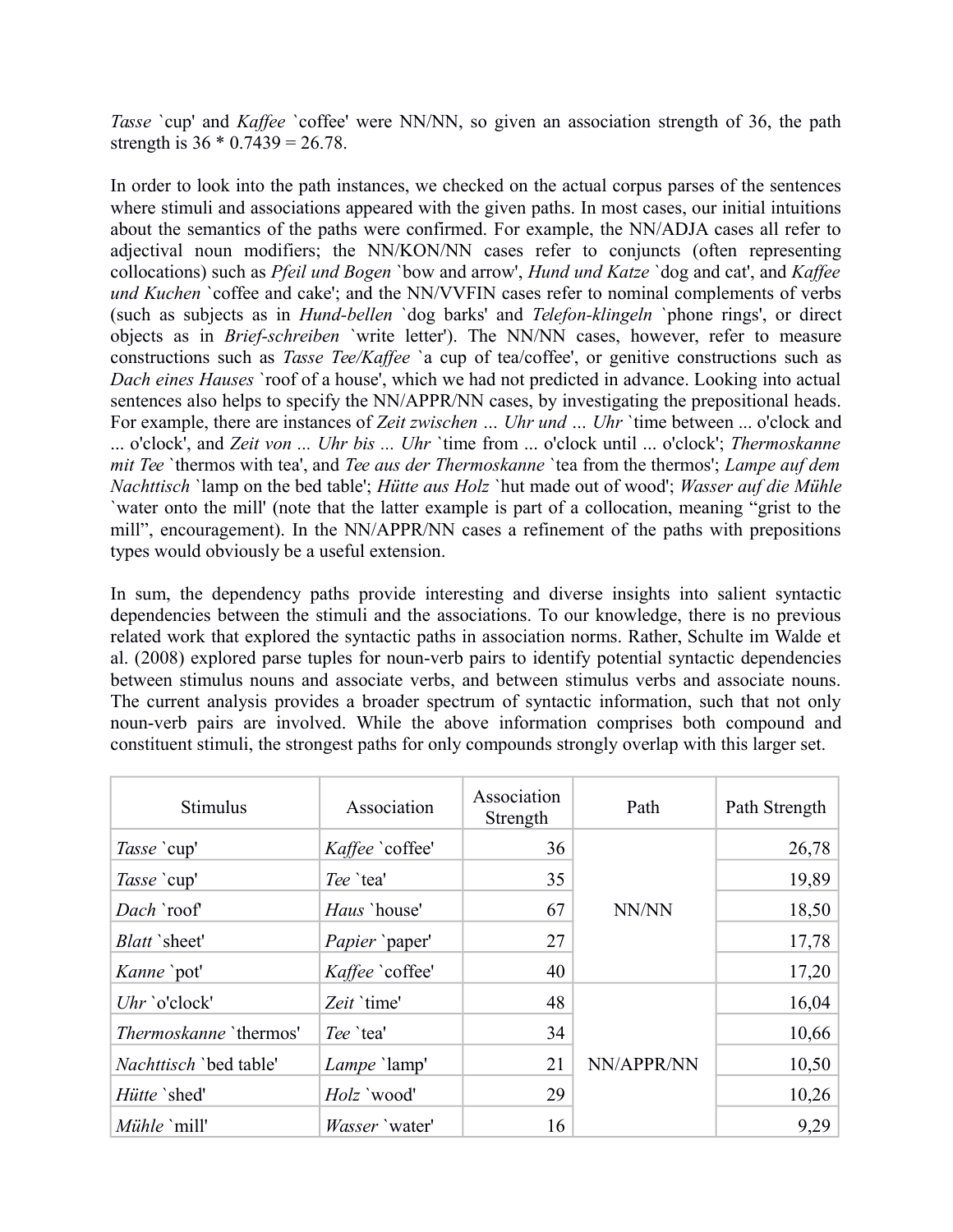*Tasse* `cup' and *Kaffee* `coffee' were NN/NN, so given an association strength of 36, the path strength is 36 * 0.7439 = 26.78.

In order to look into the path instances, we checked on the actual corpus parses of the sentences where stimuli and associations appeared with the given paths. In most cases, our initial intuitions about the semantics of the paths were confirmed. For example, the NN/ADJA cases all refer to adjectival noun modifiers; the NN/KON/NN cases refer to conjuncts (often representing collocations) such as *Pfeil und Bogen* `bow and arrow', *Hund und Katze* `dog and cat', and *Kaffee und Kuchen* `coffee and cake'; and the NN/VVFIN cases refer to nominal complements of verbs (such as subjects as in *Hund-bellen* `dog barks' and *Telefon-klingeln* `phone rings', or direct objects as in *Brief-schreiben* `write letter'). The NN/NN cases, however, refer to measure constructions such as *Tasse Tee/Kaffee* `a cup of tea/coffee', or genitive constructions such as *Dach eines Hauses* `roof of a house', which we had not predicted in advance. Looking into actual sentences also helps to specify the NN/APPR/NN cases, by investigating the prepositional heads. For example, there are instances of *Zeit zwischen ... Uhr und ... Uhr* `time between ... o'clock and ... o'clock', and *Zeit von ... Uhr bis ... Uhr* `time from ... o'clock until ... o'clock'; *Thermoskanne mit Tee* `thermos with tea', and *Tee aus der Thermoskanne* `tea from the thermos'; *Lampe auf dem Nachttisch* `lamp on the bed table'; *Hütte aus Holz* `hut made out of wood'; *Wasser auf die Mühle* `water onto the mill' (note that the latter example is part of a collocation, meaning "grist to the mill", encouragement). In the NN/APPR/NN cases a refinement of the paths with prepositions types would obviously be a useful extension.

In sum, the dependency paths provide interesting and diverse insights into salient syntactic dependencies between the stimuli and the associations. To our knowledge, there is no previous related work that explored the syntactic paths in association norms. Rather, Schulte im Walde et al. (2008) explored parse tuples for noun-verb pairs to identify potential syntactic dependencies between stimulus nouns and associate verbs, and between stimulus verbs and associate nouns. The current analysis provides a broader spectrum of syntactic information, such that not only noun-verb pairs are involved. While the above information comprises both compound and constituent stimuli, the strongest paths for only compounds strongly overlap with this larger set.

| Stimulus | Association | Association Strength | Path | Path Strength |
|---|---|---|---|---|
| *Tasse* `cup' | *Kaffee* `coffee' | 36 | NN/NN | 26,78 |
| *Tasse* `cup' | *Tee* `tea' | 35 | | 19,89 |
| *Dach* `roof' | *Haus* `house' | 67 | | 18,50 |
| *Blatt* `sheet' | *Papier* `paper' | 27 | | 17,78 |
| *Kanne* `pot' | *Kaffee* `coffee' | 40 | | 17,20 |
| *Uhr* `o'clock' | *Zeit* `time' | 48 | NN/APPR/NN | 16,04 |
| *Thermoskanne* `thermos' | *Tee* `tea' | 34 | | 10,66 |
| *Nachttisch* `bed table' | *Lampe* `lamp' | 21 | | 10,50 |
| *Hütte* `shed' | *Holz* `wood' | 29 | | 10,26 |
| *Mühle* `mill' | *Wasser* `water' | 16 | | 9,29 |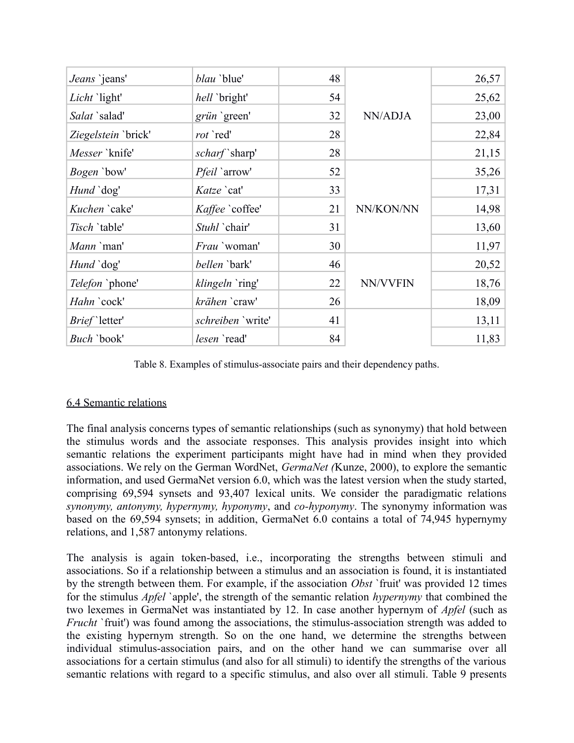| | | | | |
|---|---|---|---|---|
| *Jeans* `jeans' | *blau* `blue' | 48 | NN/ADJA | 26,57 |
| *Licht* `light' | *hell* `bright' | 54 | | 25,62 |
| *Salat* `salad' | *grün* `green' | 32 | | 23,00 |
| *Ziegelstein* `brick' | *rot* `red' | 28 | | 22,84 |
| *Messer* `knife' | *scharf* `sharp' | 28 | | 21,15 |
| *Bogen* `bow' | *Pfeil* `arrow' | 52 | NN/KON/NN | 35,26 |
| *Hund* `dog' | *Katze* `cat' | 33 | | 17,31 |
| *Kuchen* `cake' | *Kaffee* `coffee' | 21 | | 14,98 |
| *Tisch* `table' | *Stuhl* `chair' | 31 | | 13,60 |
| *Mann* `man' | *Frau* `woman' | 30 | | 11,97 |
| *Hund* `dog' | *bellen* `bark' | 46 | NN/VVFIN | 20,52 |
| *Telefon* `phone' | *klingeln* `ring' | 22 | | 18,76 |
| *Hahn* `cock' | *krähen* `craw' | 26 | | 18,09 |
| *Brief* `letter' | *schreiben* `write' | 41 | | 13,11 |
| *Buch* `book' | *lesen* `read' | 84 | | 11,83 |

Table 8. Examples of stimulus-associate pairs and their dependency paths.

## 6.4 Semantic relations

The final analysis concerns types of semantic relationships (such as synonymy) that hold between the stimulus words and the associate responses. This analysis provides insight into which semantic relations the experiment participants might have had in mind when they provided associations. We rely on the German WordNet, *GermaNet (*Kunze, 2000), to explore the semantic information, and used GermaNet version 6.0, which was the latest version when the study started, comprising 69,594 synsets and 93,407 lexical units. We consider the paradigmatic relations *synonymy, antonymy, hypernymy, hyponymy*, and *co-hyponymy*. The synonymy information was based on the 69,594 synsets; in addition, GermaNet 6.0 contains a total of 74,945 hypernymy relations, and 1,587 antonymy relations.

The analysis is again token-based, i.e., incorporating the strengths between stimuli and associations. So if a relationship between a stimulus and an association is found, it is instantiated by the strength between them. For example, if the association *Obst* `fruit' was provided 12 times for the stimulus *Apfel* `apple', the strength of the semantic relation *hypernymy* that combined the two lexemes in GermaNet was instantiated by 12. In case another hypernym of *Apfel* (such as *Frucht* `fruit') was found among the associations, the stimulus-association strength was added to the existing hypernym strength. So on the one hand, we determine the strengths between individual stimulus-association pairs, and on the other hand we can summarise over all associations for a certain stimulus (and also for all stimuli) to identify the strengths of the various semantic relations with regard to a specific stimulus, and also over all stimuli. Table 9 presents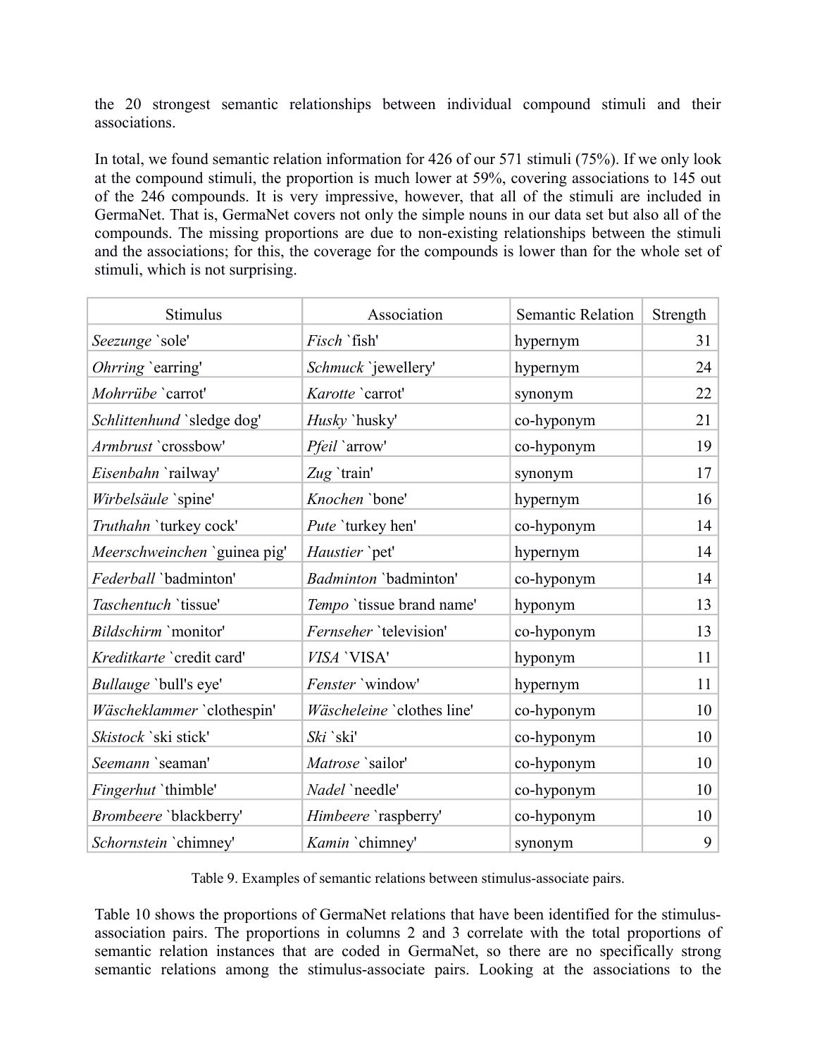the 20 strongest semantic relationships between individual compound stimuli and their associations.

In total, we found semantic relation information for 426 of our 571 stimuli (75%). If we only look at the compound stimuli, the proportion is much lower at 59%, covering associations to 145 out of the 246 compounds. It is very impressive, however, that all of the stimuli are included in GermaNet. That is, GermaNet covers not only the simple nouns in our data set but also all of the compounds. The missing proportions are due to non-existing relationships between the stimuli and the associations; for this, the coverage for the compounds is lower than for the whole set of stimuli, which is not surprising.

| Stimulus | Association | Semantic Relation | Strength |
|---|---|---|---:|
| *Seezunge* `sole' | *Fisch* `fish' | hypernym | 31 |
| *Ohrring* `earring' | *Schmuck* `jewellery' | hypernym | 24 |
| *Mohrrübe* `carrot' | *Karotte* `carrot' | synonym | 22 |
| *Schlittenhund* `sledge dog' | *Husky* `husky' | co-hyponym | 21 |
| *Armbrust* `crossbow' | *Pfeil* `arrow' | co-hyponym | 19 |
| *Eisenbahn* `railway' | *Zug* `train' | synonym | 17 |
| *Wirbelsäule* `spine' | *Knochen* `bone' | hypernym | 16 |
| *Truthahn* `turkey cock' | *Pute* `turkey hen' | co-hyponym | 14 |
| *Meerschweinchen* `guinea pig' | *Haustier* `pet' | hypernym | 14 |
| *Federball* `badminton' | *Badminton* `badminton' | co-hyponym | 14 |
| *Taschentuch* `tissue' | *Tempo* `tissue brand name' | hyponym | 13 |
| *Bildschirm* `monitor' | *Fernseher* `television' | co-hyponym | 13 |
| *Kreditkarte* `credit card' | *VISA* `VISA' | hyponym | 11 |
| *Bullauge* `bull's eye' | *Fenster* `window' | hypernym | 11 |
| *Wäscheklammer* `clothespin' | *Wäscheleine* `clothes line' | co-hyponym | 10 |
| *Skistock* `ski stick' | *Ski* `ski' | co-hyponym | 10 |
| *Seemann* `seaman' | *Matrose* `sailor' | co-hyponym | 10 |
| *Fingerhut* `thimble' | *Nadel* `needle' | co-hyponym | 10 |
| *Brombeere* `blackberry' | *Himbeere* `raspberry' | co-hyponym | 10 |
| *Schornstein* `chimney' | *Kamin* `chimney' | synonym | 9 |

Table 9. Examples of semantic relations between stimulus-associate pairs.

Table 10 shows the proportions of GermaNet relations that have been identified for the stimulus-association pairs. The proportions in columns 2 and 3 correlate with the total proportions of semantic relation instances that are coded in GermaNet, so there are no specifically strong semantic relations among the stimulus-associate pairs. Looking at the associations to the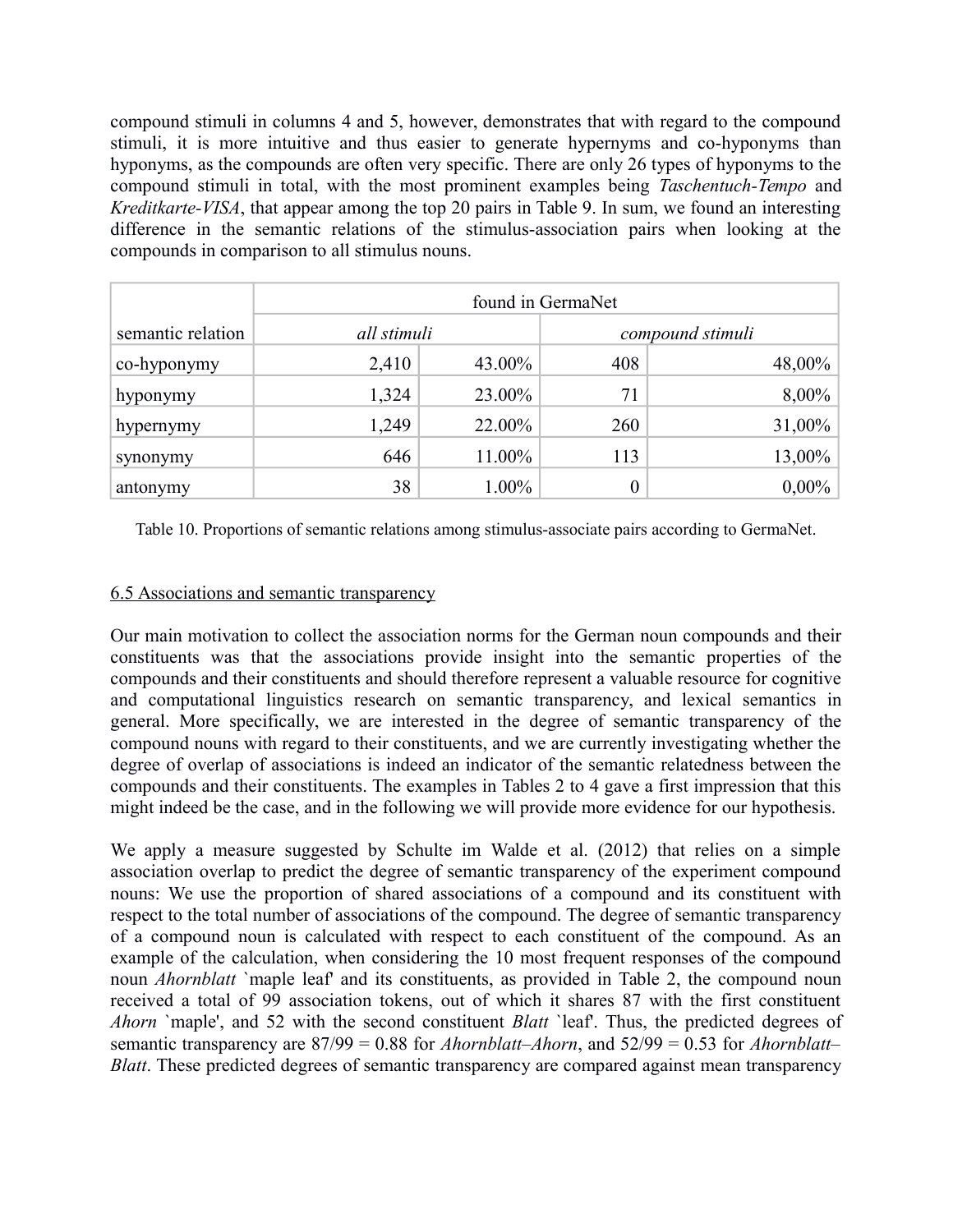compound stimuli in columns 4 and 5, however, demonstrates that with regard to the compound stimuli, it is more intuitive and thus easier to generate hypernyms and co-hyponyms than hyponyms, as the compounds are often very specific. There are only 26 types of hyponyms to the compound stimuli in total, with the most prominent examples being *Taschentuch-Tempo* and *Kreditkarte-VISA*, that appear among the top 20 pairs in Table 9. In sum, we found an interesting difference in the semantic relations of the stimulus-association pairs when looking at the compounds in comparison to all stimulus nouns.

| | found in GermaNet | | | |
|---|---|---|---|---|
| semantic relation | *all stimuli* | | *compound stimuli* | |
| co-hyponymy | 2,410 | 43.00% | 408 | 48,00% |
| hyponymy | 1,324 | 23.00% | 71 | 8,00% |
| hypernymy | 1,249 | 22.00% | 260 | 31,00% |
| synonymy | 646 | 11.00% | 113 | 13,00% |
| antonymy | 38 | 1.00% | 0 | 0,00% |

Table 10. Proportions of semantic relations among stimulus-associate pairs according to GermaNet.

## 6.5 Associations and semantic transparency

Our main motivation to collect the association norms for the German noun compounds and their constituents was that the associations provide insight into the semantic properties of the compounds and their constituents and should therefore represent a valuable resource for cognitive and computational linguistics research on semantic transparency, and lexical semantics in general. More specifically, we are interested in the degree of semantic transparency of the compound nouns with regard to their constituents, and we are currently investigating whether the degree of overlap of associations is indeed an indicator of the semantic relatedness between the compounds and their constituents. The examples in Tables 2 to 4 gave a first impression that this might indeed be the case, and in the following we will provide more evidence for our hypothesis.

We apply a measure suggested by Schulte im Walde et al. (2012) that relies on a simple association overlap to predict the degree of semantic transparency of the experiment compound nouns: We use the proportion of shared associations of a compound and its constituent with respect to the total number of associations of the compound. The degree of semantic transparency of a compound noun is calculated with respect to each constituent of the compound. As an example of the calculation, when considering the 10 most frequent responses of the compound noun *Ahornblatt* `maple leaf' and its constituents, as provided in Table 2, the compound noun received a total of 99 association tokens, out of which it shares 87 with the first constituent *Ahorn* `maple', and 52 with the second constituent *Blatt* `leaf'. Thus, the predicted degrees of semantic transparency are 87/99 = 0.88 for *Ahornblatt–Ahorn*, and 52/99 = 0.53 for *Ahornblatt–Blatt*. These predicted degrees of semantic transparency are compared against mean transparency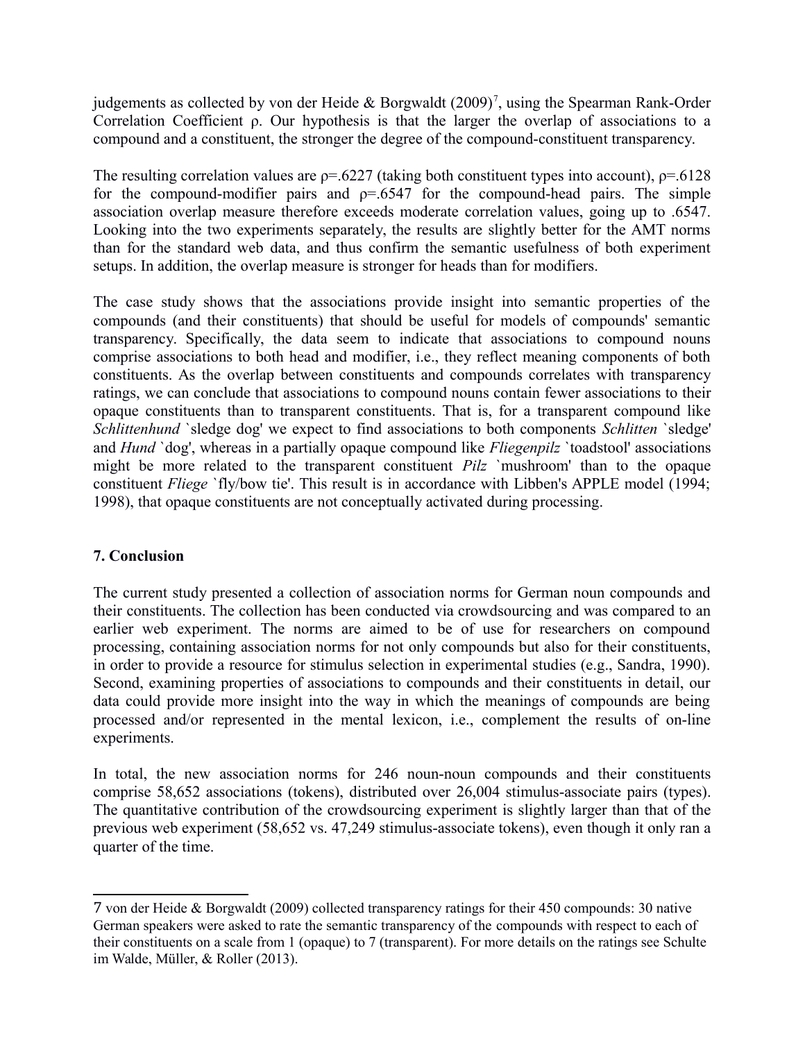judgements as collected by von der Heide & Borgwaldt (2009)[7], using the Spearman Rank-Order Correlation Coefficient $\rho$. Our hypothesis is that the larger the overlap of associations to a compound and a constituent, the stronger the degree of the compound-constituent transparency.

The resulting correlation values are $\rho$=.6227 (taking both constituent types into account), $\rho$=.6128 for the compound-modifier pairs and $\rho$=.6547 for the compound-head pairs. The simple association overlap measure therefore exceeds moderate correlation values, going up to .6547. Looking into the two experiments separately, the results are slightly better for the AMT norms than for the standard web data, and thus confirm the semantic usefulness of both experiment setups. In addition, the overlap measure is stronger for heads than for modifiers.

The case study shows that the associations provide insight into semantic properties of the compounds (and their constituents) that should be useful for models of compounds' semantic transparency. Specifically, the data seem to indicate that associations to compound nouns comprise associations to both head and modifier, i.e., they reflect meaning components of both constituents. As the overlap between constituents and compounds correlates with transparency ratings, we can conclude that associations to compound nouns contain fewer associations to their opaque constituents than to transparent constituents. That is, for a transparent compound like *Schlittenhund* `sledge dog' we expect to find associations to both components *Schlitten* `sledge' and *Hund* `dog', whereas in a partially opaque compound like *Fliegenpilz* `toadstool' associations might be more related to the transparent constituent *Pilz* `mushroom' than to the opaque constituent *Fliege* `fly/bow tie'. This result is in accordance with Libben's APPLE model (1994; 1998), that opaque constituents are not conceptually activated during processing.

## 7. Conclusion

The current study presented a collection of association norms for German noun compounds and their constituents. The collection has been conducted via crowdsourcing and was compared to an earlier web experiment. The norms are aimed to be of use for researchers on compound processing, containing association norms for not only compounds but also for their constituents, in order to provide a resource for stimulus selection in experimental studies (e.g., Sandra, 1990). Second, examining properties of associations to compounds and their constituents in detail, our data could provide more insight into the way in which the meanings of compounds are being processed and/or represented in the mental lexicon, i.e., complement the results of on-line experiments.

In total, the new association norms for 246 noun-noun compounds and their constituents comprise 58,652 associations (tokens), distributed over 26,004 stimulus-associate pairs (types). The quantitative contribution of the crowdsourcing experiment is slightly larger than that of the previous web experiment (58,652 vs. 47,249 stimulus-associate tokens), even though it only ran a quarter of the time.

---

7 von der Heide & Borgwaldt (2009) collected transparency ratings for their 450 compounds: 30 native German speakers were asked to rate the semantic transparency of the compounds with respect to each of their constituents on a scale from 1 (opaque) to 7 (transparent). For more details on the ratings see Schulte im Walde, Müller, & Roller (2013).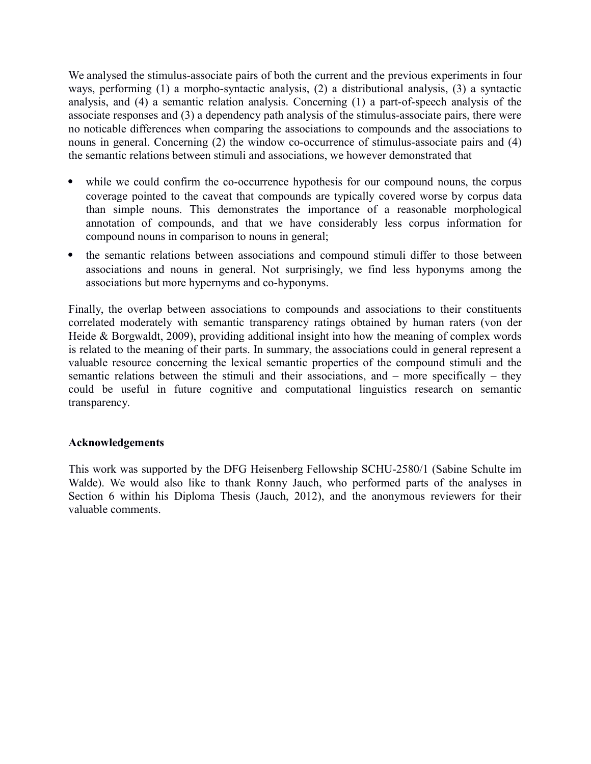We analysed the stimulus-associate pairs of both the current and the previous experiments in four ways, performing (1) a morpho-syntactic analysis, (2) a distributional analysis, (3) a syntactic analysis, and (4) a semantic relation analysis. Concerning (1) a part-of-speech analysis of the associate responses and (3) a dependency path analysis of the stimulus-associate pairs, there were no noticable differences when comparing the associations to compounds and the associations to nouns in general. Concerning (2) the window co-occurrence of stimulus-associate pairs and (4) the semantic relations between stimuli and associations, we however demonstrated that

- while we could confirm the co-occurrence hypothesis for our compound nouns, the corpus coverage pointed to the caveat that compounds are typically covered worse by corpus data than simple nouns. This demonstrates the importance of a reasonable morphological annotation of compounds, and that we have considerably less corpus information for compound nouns in comparison to nouns in general;
- the semantic relations between associations and compound stimuli differ to those between associations and nouns in general. Not surprisingly, we find less hyponyms among the associations but more hypernyms and co-hyponyms.

Finally, the overlap between associations to compounds and associations to their constituents correlated moderately with semantic transparency ratings obtained by human raters (von der Heide & Borgwaldt, 2009), providing additional insight into how the meaning of complex words is related to the meaning of their parts. In summary, the associations could in general represent a valuable resource concerning the lexical semantic properties of the compound stimuli and the semantic relations between the stimuli and their associations, and – more specifically – they could be useful in future cognitive and computational linguistics research on semantic transparency.

## Acknowledgements

This work was supported by the DFG Heisenberg Fellowship SCHU-2580/1 (Sabine Schulte im Walde). We would also like to thank Ronny Jauch, who performed parts of the analyses in Section 6 within his Diploma Thesis (Jauch, 2012), and the anonymous reviewers for their valuable comments.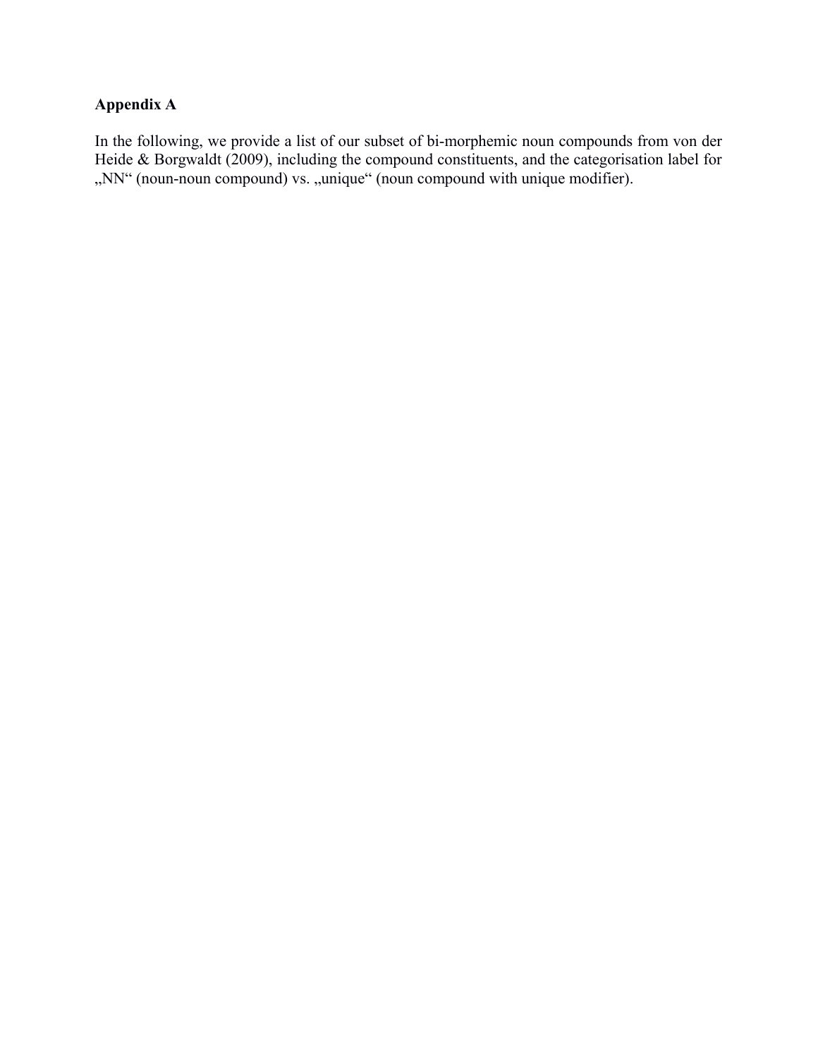## Appendix A

In the following, we provide a list of our subset of bi-morphemic noun compounds from von der Heide & Borgwaldt (2009), including the compound constituents, and the categorisation label for „NN“ (noun-noun compound) vs. „unique“ (noun compound with unique modifier).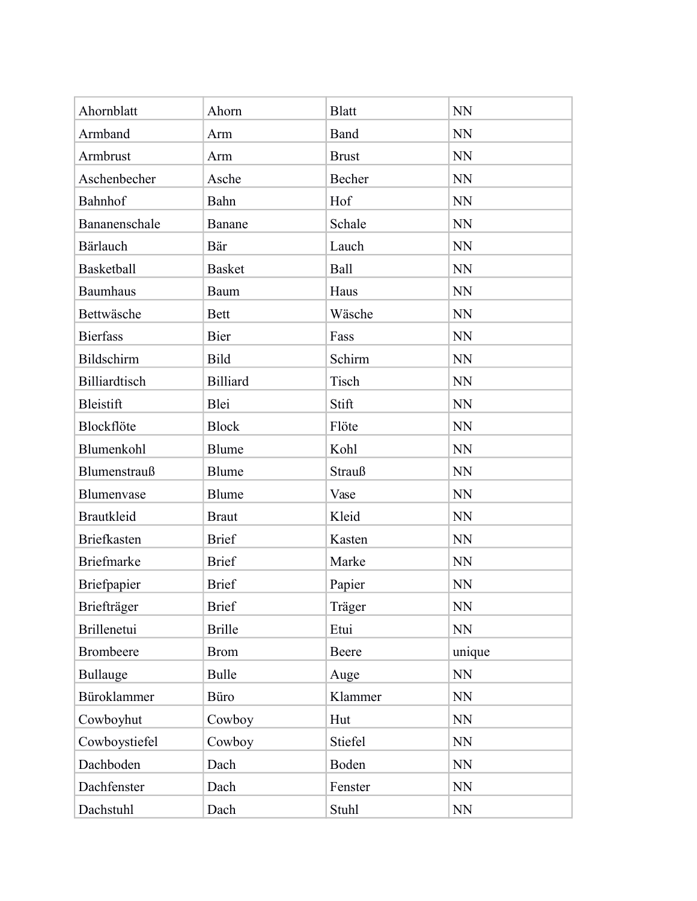| Ahornblatt | Ahorn | Blatt | NN |
|---|---|---|---|
| Armband | Arm | Band | NN |
| Armbrust | Arm | Brust | NN |
| Aschenbecher | Asche | Becher | NN |
| Bahnhof | Bahn | Hof | NN |
| Bananenschale | Banane | Schale | NN |
| Bärlauch | Bär | Lauch | NN |
| Basketball | Basket | Ball | NN |
| Baumhaus | Baum | Haus | NN |
| Bettwäsche | Bett | Wäsche | NN |
| Bierfass | Bier | Fass | NN |
| Bildschirm | Bild | Schirm | NN |
| Billiardtisch | Billiard | Tisch | NN |
| Bleistift | Blei | Stift | NN |
| Blockflöte | Block | Flöte | NN |
| Blumenkohl | Blume | Kohl | NN |
| Blumenstrauß | Blume | Strauß | NN |
| Blumenvase | Blume | Vase | NN |
| Brautkleid | Braut | Kleid | NN |
| Briefkasten | Brief | Kasten | NN |
| Briefmarke | Brief | Marke | NN |
| Briefpapier | Brief | Papier | NN |
| Briefträger | Brief | Träger | NN |
| Brillenetui | Brille | Etui | NN |
| Brombeere | Brom | Beere | unique |
| Bullauge | Bulle | Auge | NN |
| Büroklammer | Büro | Klammer | NN |
| Cowboyhut | Cowboy | Hut | NN |
| Cowboystiefel | Cowboy | Stiefel | NN |
| Dachboden | Dach | Boden | NN |
| Dachfenster | Dach | Fenster | NN |
| Dachstuhl | Dach | Stuhl | NN |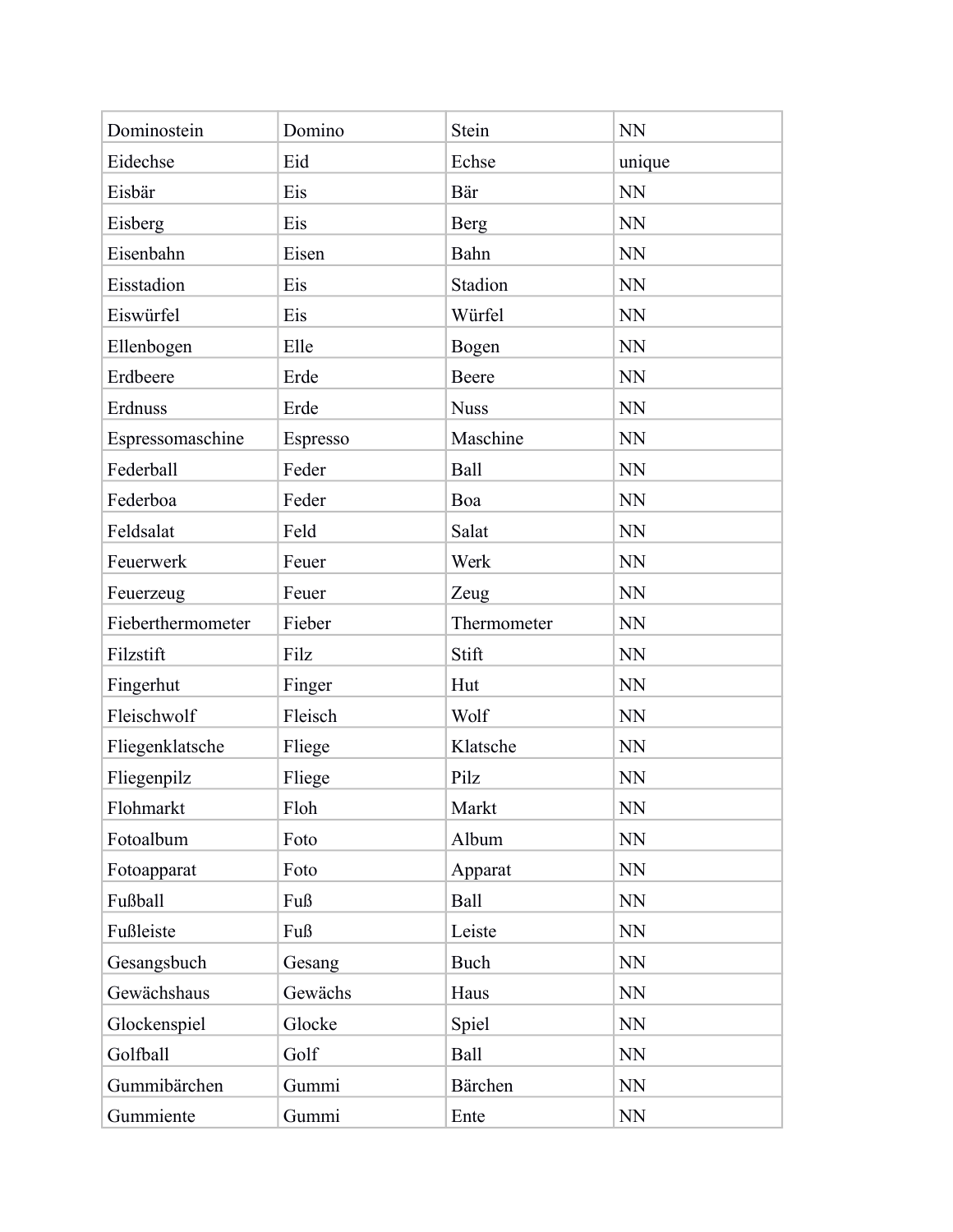| Dominostein | Domino | Stein | NN |
|---|---|---|---|
| Eidechse | Eid | Echse | unique |
| Eisbär | Eis | Bär | NN |
| Eisberg | Eis | Berg | NN |
| Eisenbahn | Eisen | Bahn | NN |
| Eisstadion | Eis | Stadion | NN |
| Eiswürfel | Eis | Würfel | NN |
| Ellenbogen | Elle | Bogen | NN |
| Erdbeere | Erde | Beere | NN |
| Erdnuss | Erde | Nuss | NN |
| Espressomaschine | Espresso | Maschine | NN |
| Federball | Feder | Ball | NN |
| Federboa | Feder | Boa | NN |
| Feldsalat | Feld | Salat | NN |
| Feuerwerk | Feuer | Werk | NN |
| Feuerzeug | Feuer | Zeug | NN |
| Fieberthermometer | Fieber | Thermometer | NN |
| Filzstift | Filz | Stift | NN |
| Fingerhut | Finger | Hut | NN |
| Fleischwolf | Fleisch | Wolf | NN |
| Fliegenklatsche | Fliege | Klatsche | NN |
| Fliegenpilz | Fliege | Pilz | NN |
| Flohmarkt | Floh | Markt | NN |
| Fotoalbum | Foto | Album | NN |
| Fotoapparat | Foto | Apparat | NN |
| Fußball | Fuß | Ball | NN |
| Fußleiste | Fuß | Leiste | NN |
| Gesangsbuch | Gesang | Buch | NN |
| Gewächshaus | Gewächs | Haus | NN |
| Glockenspiel | Glocke | Spiel | NN |
| Golfball | Golf | Ball | NN |
| Gummibärchen | Gummi | Bärchen | NN |
| Gummiente | Gummi | Ente | NN |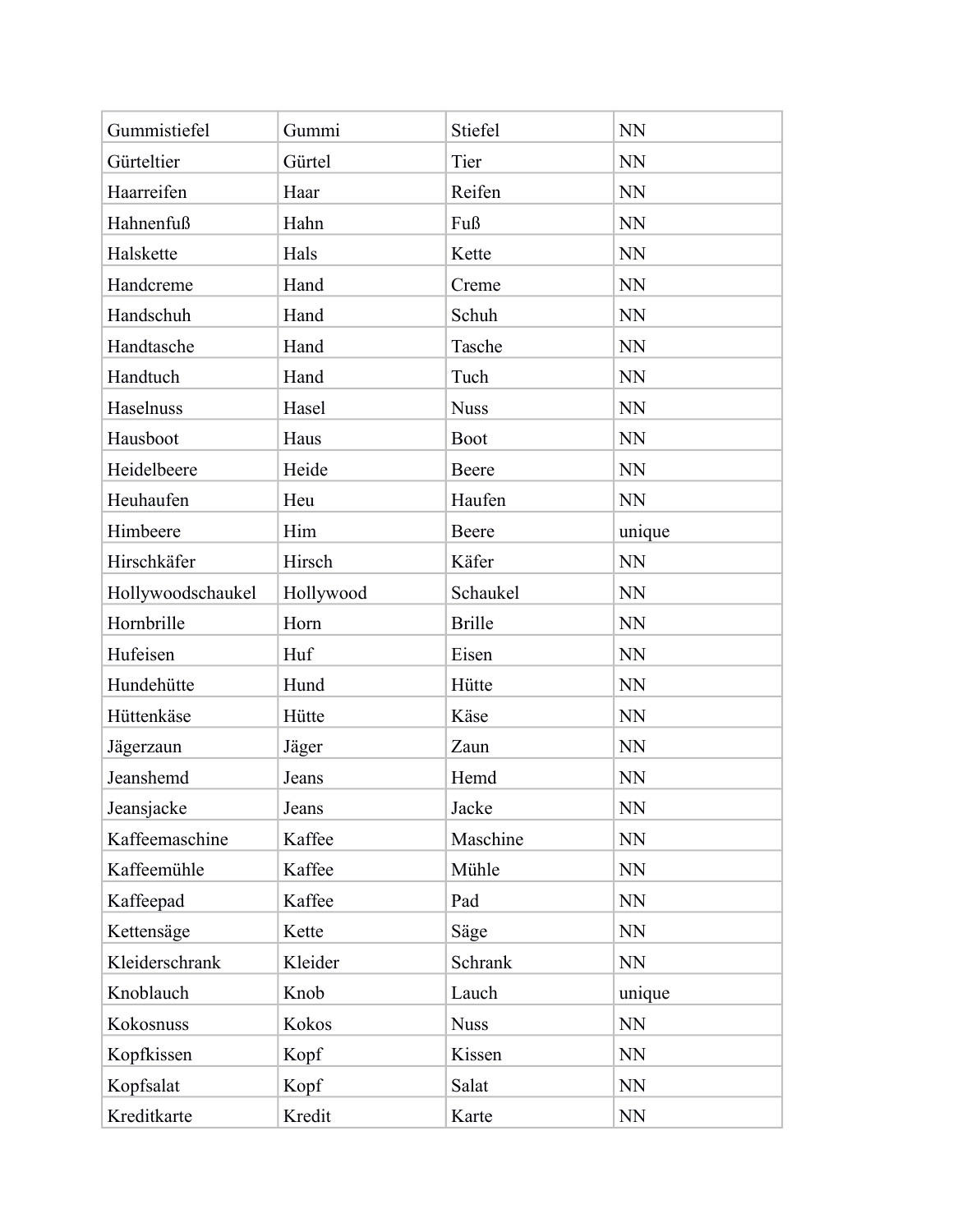| Gummistiefel | Gummi | Stiefel | NN |
|---|---|---|---|
| Gürteltier | Gürtel | Tier | NN |
| Haarreifen | Haar | Reifen | NN |
| Hahnenfuß | Hahn | Fuß | NN |
| Halskette | Hals | Kette | NN |
| Handcreme | Hand | Creme | NN |
| Handschuh | Hand | Schuh | NN |
| Handtasche | Hand | Tasche | NN |
| Handtuch | Hand | Tuch | NN |
| Haselnuss | Hasel | Nuss | NN |
| Hausboot | Haus | Boot | NN |
| Heidelbeere | Heide | Beere | NN |
| Heuhaufen | Heu | Haufen | NN |
| Himbeere | Him | Beere | unique |
| Hirschkäfer | Hirsch | Käfer | NN |
| Hollywoodschaukel | Hollywood | Schaukel | NN |
| Hornbrille | Horn | Brille | NN |
| Hufeisen | Huf | Eisen | NN |
| Hundehütte | Hund | Hütte | NN |
| Hüttenkäse | Hütte | Käse | NN |
| Jägerzaun | Jäger | Zaun | NN |
| Jeanshemd | Jeans | Hemd | NN |
| Jeansjacke | Jeans | Jacke | NN |
| Kaffeemaschine | Kaffee | Maschine | NN |
| Kaffeemühle | Kaffee | Mühle | NN |
| Kaffeepad | Kaffee | Pad | NN |
| Kettensäge | Kette | Säge | NN |
| Kleiderschrank | Kleider | Schrank | NN |
| Knoblauch | Knob | Lauch | unique |
| Kokosnuss | Kokos | Nuss | NN |
| Kopfkissen | Kopf | Kissen | NN |
| Kopfsalat | Kopf | Salat | NN |
| Kreditkarte | Kredit | Karte | NN |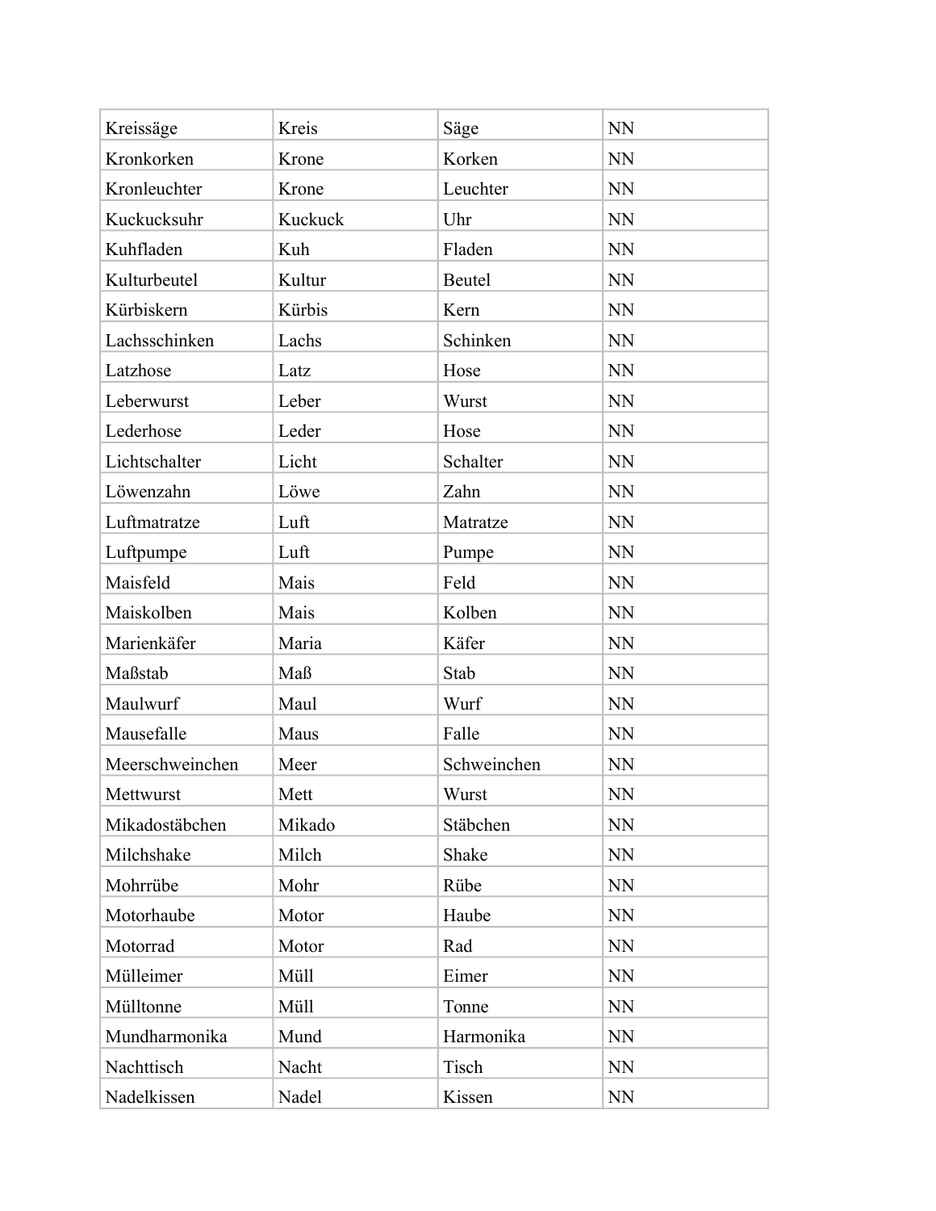| Kreissäge | Kreis | Säge | NN |
|---|---|---|---|
| Kronkorken | Krone | Korken | NN |
| Kronleuchter | Krone | Leuchter | NN |
| Kuckucksuhr | Kuckuck | Uhr | NN |
| Kuhfladen | Kuh | Fladen | NN |
| Kulturbeutel | Kultur | Beutel | NN |
| Kürbiskern | Kürbis | Kern | NN |
| Lachsschinken | Lachs | Schinken | NN |
| Latzhose | Latz | Hose | NN |
| Leberwurst | Leber | Wurst | NN |
| Lederhose | Leder | Hose | NN |
| Lichtschalter | Licht | Schalter | NN |
| Löwenzahn | Löwe | Zahn | NN |
| Luftmatratze | Luft | Matratze | NN |
| Luftpumpe | Luft | Pumpe | NN |
| Maisfeld | Mais | Feld | NN |
| Maiskolben | Mais | Kolben | NN |
| Marienkäfer | Maria | Käfer | NN |
| Maßstab | Maß | Stab | NN |
| Maulwurf | Maul | Wurf | NN |
| Mausefalle | Maus | Falle | NN |
| Meerschweinchen | Meer | Schweinchen | NN |
| Mettwurst | Mett | Wurst | NN |
| Mikadostäbchen | Mikado | Stäbchen | NN |
| Milchshake | Milch | Shake | NN |
| Mohrrübe | Mohr | Rübe | NN |
| Motorhaube | Motor | Haube | NN |
| Motorrad | Motor | Rad | NN |
| Mülleimer | Müll | Eimer | NN |
| Mülltonne | Müll | Tonne | NN |
| Mundharmonika | Mund | Harmonika | NN |
| Nachttisch | Nacht | Tisch | NN |
| Nadelkissen | Nadel | Kissen | NN |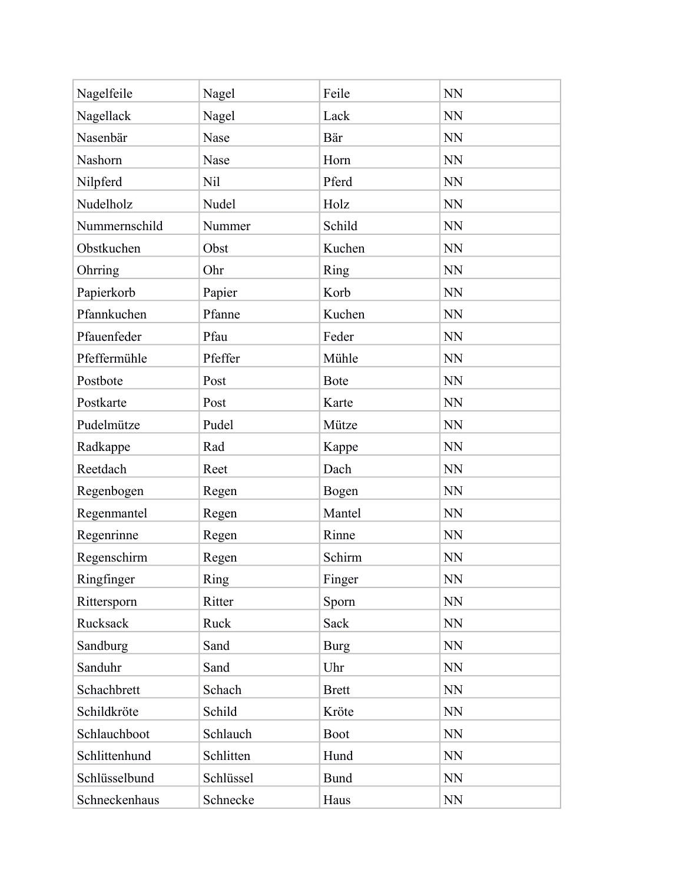| Nagelfeile | Nagel | Feile | NN |
|---|---|---|---|
| Nagellack | Nagel | Lack | NN |
| Nasenbär | Nase | Bär | NN |
| Nashorn | Nase | Horn | NN |
| Nilpferd | Nil | Pferd | NN |
| Nudelholz | Nudel | Holz | NN |
| Nummernschild | Nummer | Schild | NN |
| Obstkuchen | Obst | Kuchen | NN |
| Ohrring | Ohr | Ring | NN |
| Papierkorb | Papier | Korb | NN |
| Pfannkuchen | Pfanne | Kuchen | NN |
| Pfauenfeder | Pfau | Feder | NN |
| Pfeffermühle | Pfeffer | Mühle | NN |
| Postbote | Post | Bote | NN |
| Postkarte | Post | Karte | NN |
| Pudelmütze | Pudel | Mütze | NN |
| Radkappe | Rad | Kappe | NN |
| Reetdach | Reet | Dach | NN |
| Regenbogen | Regen | Bogen | NN |
| Regenmantel | Regen | Mantel | NN |
| Regenrinne | Regen | Rinne | NN |
| Regenschirm | Regen | Schirm | NN |
| Ringfinger | Ring | Finger | NN |
| Rittersporn | Ritter | Sporn | NN |
| Rucksack | Ruck | Sack | NN |
| Sandburg | Sand | Burg | NN |
| Sanduhr | Sand | Uhr | NN |
| Schachbrett | Schach | Brett | NN |
| Schildkröte | Schild | Kröte | NN |
| Schlauchboot | Schlauch | Boot | NN |
| Schlittenhund | Schlitten | Hund | NN |
| Schlüsselbund | Schlüssel | Bund | NN |
| Schneckenhaus | Schnecke | Haus | NN |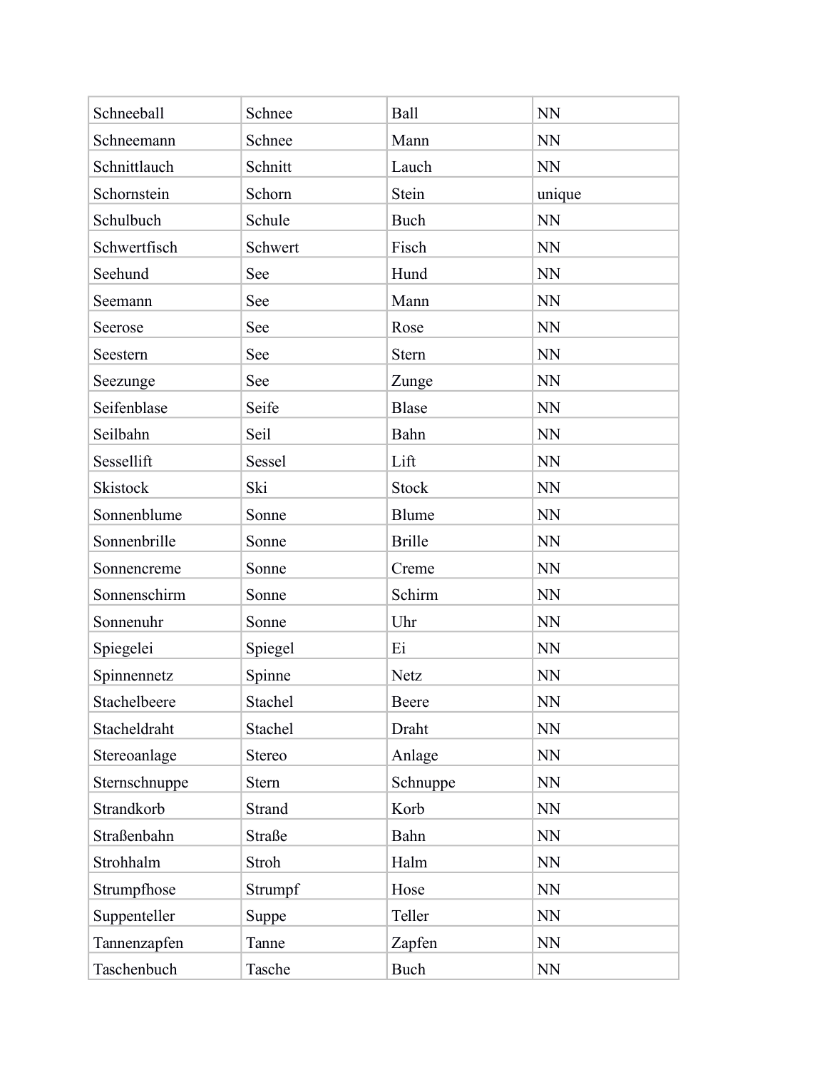| Schneeball | Schnee | Ball | NN |
|---|---|---|---|
| Schneemann | Schnee | Mann | NN |
| Schnittlauch | Schnitt | Lauch | NN |
| Schornstein | Schorn | Stein | unique |
| Schulbuch | Schule | Buch | NN |
| Schwertfisch | Schwert | Fisch | NN |
| Seehund | See | Hund | NN |
| Seemann | See | Mann | NN |
| Seerose | See | Rose | NN |
| Seestern | See | Stern | NN |
| Seezunge | See | Zunge | NN |
| Seifenblase | Seife | Blase | NN |
| Seilbahn | Seil | Bahn | NN |
| Sessellift | Sessel | Lift | NN |
| Skistock | Ski | Stock | NN |
| Sonnenblume | Sonne | Blume | NN |
| Sonnenbrille | Sonne | Brille | NN |
| Sonnencreme | Sonne | Creme | NN |
| Sonnenschirm | Sonne | Schirm | NN |
| Sonnenuhr | Sonne | Uhr | NN |
| Spiegelei | Spiegel | Ei | NN |
| Spinnennetz | Spinne | Netz | NN |
| Stachelbeere | Stachel | Beere | NN |
| Stacheldraht | Stachel | Draht | NN |
| Stereoanlage | Stereo | Anlage | NN |
| Sternschnuppe | Stern | Schnuppe | NN |
| Strandkorb | Strand | Korb | NN |
| Straßenbahn | Straße | Bahn | NN |
| Strohhalm | Stroh | Halm | NN |
| Strumpfhose | Strumpf | Hose | NN |
| Suppenteller | Suppe | Teller | NN |
| Tannenzapfen | Tanne | Zapfen | NN |
| Taschenbuch | Tasche | Buch | NN |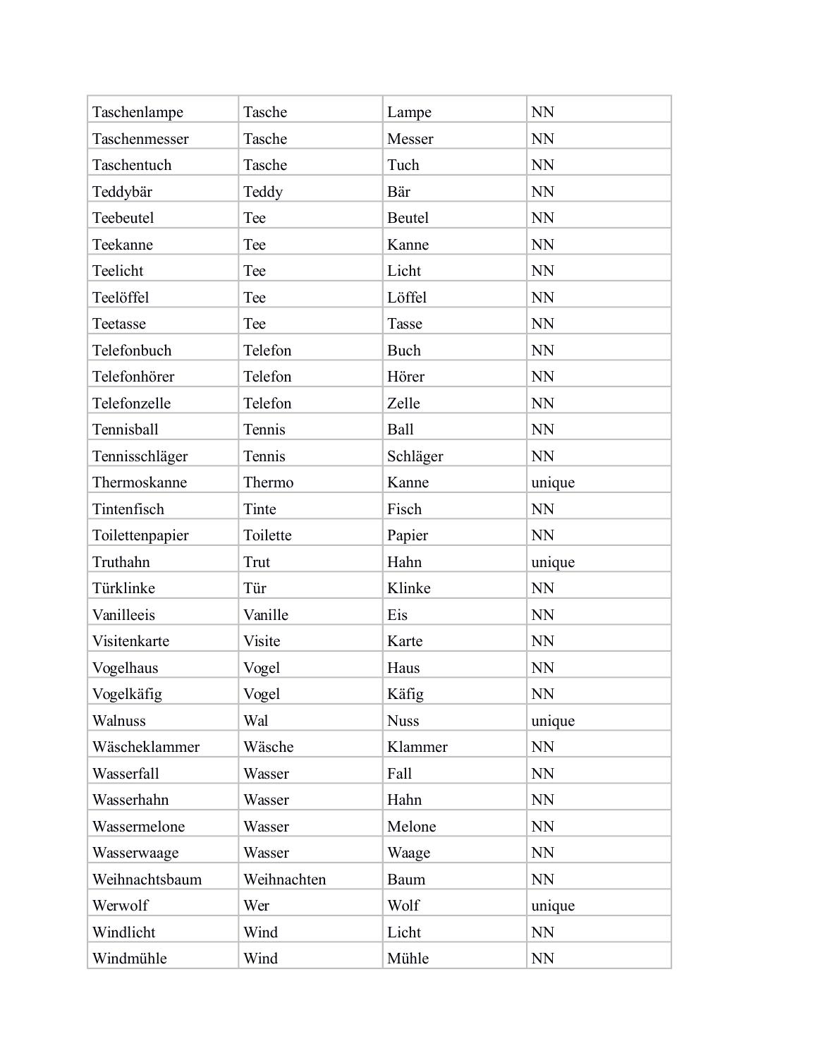| Taschenlampe | Tasche | Lampe | NN |
|---|---|---|---|
| Taschenmesser | Tasche | Messer | NN |
| Taschentuch | Tasche | Tuch | NN |
| Teddybär | Teddy | Bär | NN |
| Teebeutel | Tee | Beutel | NN |
| Teekanne | Tee | Kanne | NN |
| Teelicht | Tee | Licht | NN |
| Teelöffel | Tee | Löffel | NN |
| Teetasse | Tee | Tasse | NN |
| Telefonbuch | Telefon | Buch | NN |
| Telefonhörer | Telefon | Hörer | NN |
| Telefonzelle | Telefon | Zelle | NN |
| Tennisball | Tennis | Ball | NN |
| Tennisschläger | Tennis | Schläger | NN |
| Thermoskanne | Thermo | Kanne | unique |
| Tintenfisch | Tinte | Fisch | NN |
| Toilettenpapier | Toilette | Papier | NN |
| Truthahn | Trut | Hahn | unique |
| Türklinke | Tür | Klinke | NN |
| Vanilleeis | Vanille | Eis | NN |
| Visitenkarte | Visite | Karte | NN |
| Vogelhaus | Vogel | Haus | NN |
| Vogelkäfig | Vogel | Käfig | NN |
| Walnuss | Wal | Nuss | unique |
| Wäscheklammer | Wäsche | Klammer | NN |
| Wasserfall | Wasser | Fall | NN |
| Wasserhahn | Wasser | Hahn | NN |
| Wassermelone | Wasser | Melone | NN |
| Wasserwaage | Wasser | Waage | NN |
| Weihnachtsbaum | Weihnachten | Baum | NN |
| Werwolf | Wer | Wolf | unique |
| Windlicht | Wind | Licht | NN |
| Windmühle | Wind | Mühle | NN |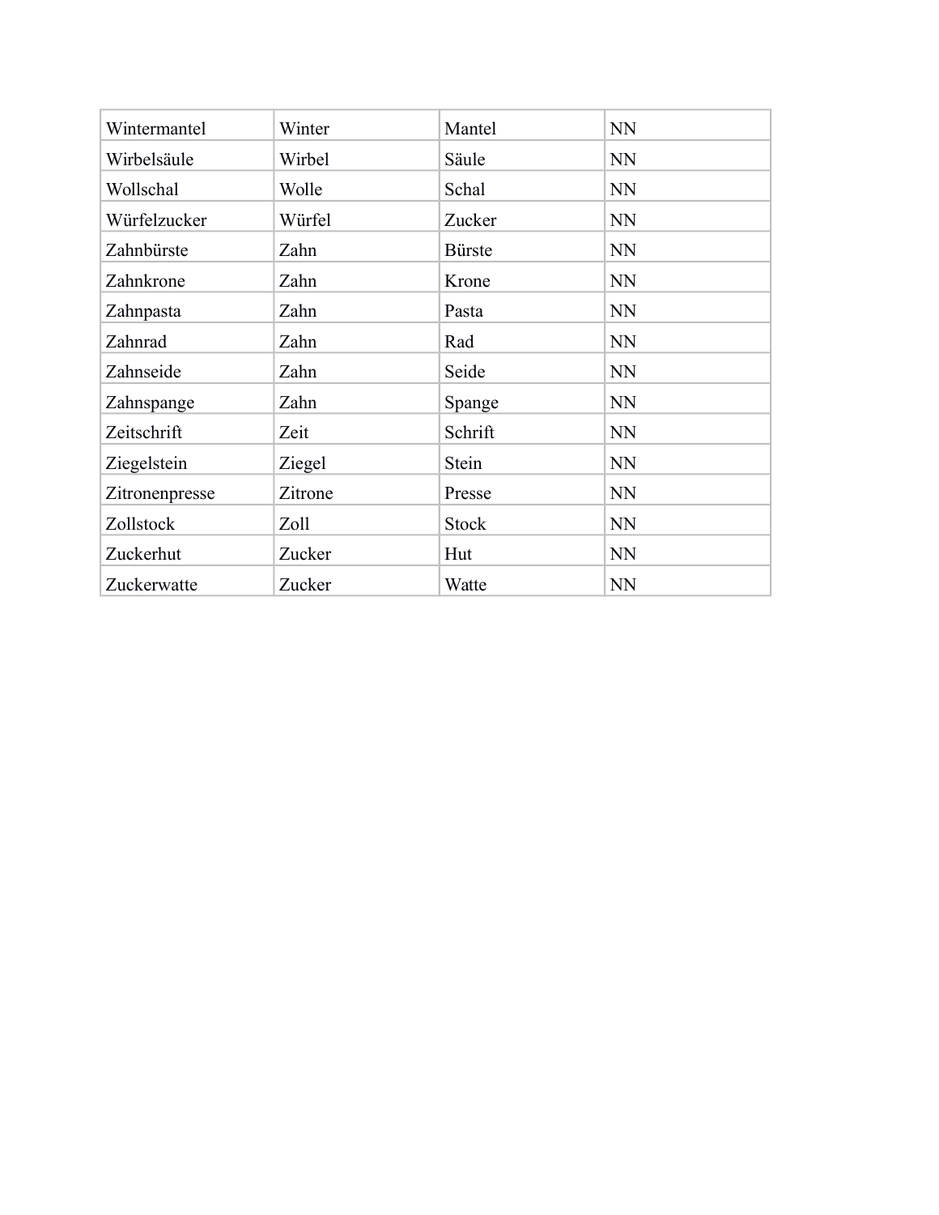| Wintermantel | Winter | Mantel | NN |
|---|---|---|---|
| Wirbelsäule | Wirbel | Säule | NN |
| Wollschal | Wolle | Schal | NN |
| Würfelzucker | Würfel | Zucker | NN |
| Zahnbürste | Zahn | Bürste | NN |
| Zahnkrone | Zahn | Krone | NN |
| Zahnpasta | Zahn | Pasta | NN |
| Zahnrad | Zahn | Rad | NN |
| Zahnseide | Zahn | Seide | NN |
| Zahnspange | Zahn | Spange | NN |
| Zeitschrift | Zeit | Schrift | NN |
| Ziegelstein | Ziegel | Stein | NN |
| Zitronenpresse | Zitrone | Presse | NN |
| Zollstock | Zoll | Stock | NN |
| Zuckerhut | Zucker | Hut | NN |
| Zuckerwatte | Zucker | Watte | NN |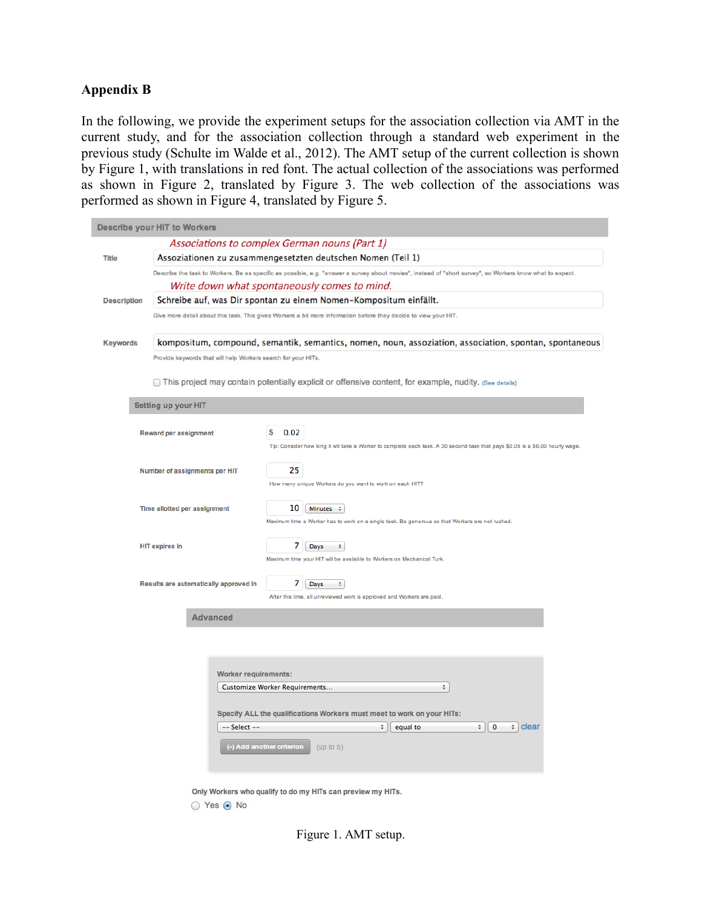## Appendix B

In the following, we provide the experiment setups for the association collection via AMT in the current study, and for the association collection through a standard web experiment in the previous study (Schulte im Walde et al., 2012). The AMT setup of the current collection is shown by Figure 1, with translations in red font. The actual collection of the associations was performed as shown in Figure 2, translated by Figure 3. The web collection of the associations was performed as shown in Figure 4, translated by Figure 5.

**Describe your HIT to Workers**

*Associations to complex German nouns (Part 1)*

Title: Assoziationen zu zusammengesetzten deutschen Nomen (Teil 1)

Describe the task to Workers. Be as specific as possible, e.g. "answer a survey about movies", instead of "short survey", so Workers know what to expect.

*Write down what spontaneously comes to mind.*

Description: Schreibe auf, was Dir spontan zu einem Nomen-Kompositum einfällt.

Give more detail about this task. This gives Workers a bit more information before they decide to view your HIT.

Keywords: kompositum, compound, semantik, semantics, nomen, noun, assoziation, association, spontan, spontaneous

Provide keywords that will help Workers search for your HITs.

☐ This project may contain potentially explicit or offensive content, for example, nudity. (See details)

**Setting up your HIT**

Reward per assignment: $ 0.02
Tip: Consider how long it will take a Worker to complete each task. A 30 second task that pays $0.05 is a $6.00 hourly wage.

Number of assignments per HIT: 25
How many unique Workers do you want to work on each HIT?

Time allotted per assignment: 10 Minutes
Maximum time a Worker has to work on a single task. Be generous so that Workers are not rushed.

HIT expires in: 7 Days
Maximum time your HIT will be available to Workers on Mechanical Turk

Results are automatically approved in: 7 Days
After this time, all unreviewed work is approved and Workers are paid.

**Advanced**

Worker requirements:
Customize Worker Requirements...

Specify ALL the qualifications Workers must meet to work on your HITs:
-- Select -- | equal to | 0 | clear

(+) Add another criterion (up to 5)

Only Workers who qualify to do my HITs can preview my HITs.
○ Yes ◉ No

Figure 1. AMT setup.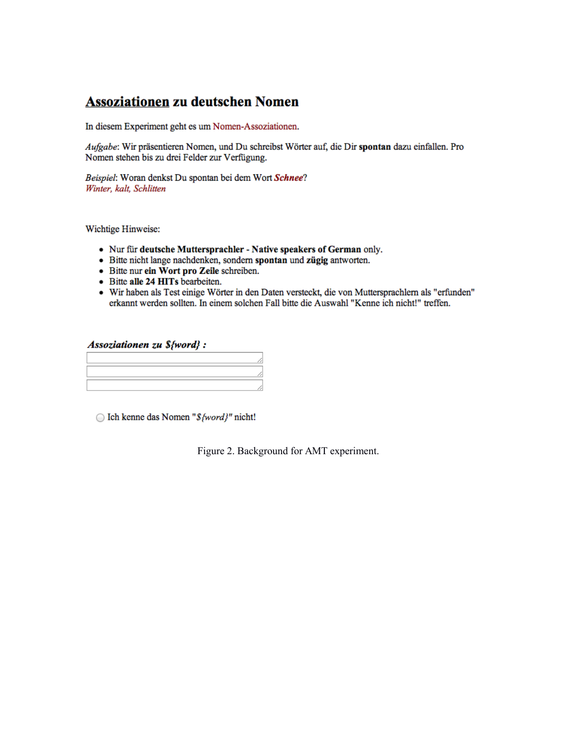## Assoziationen zu deutschen Nomen

In diesem Experiment geht es um Nomen-Assoziationen.

*Aufgabe*: Wir präsentieren Nomen, und Du schreibst Wörter auf, die Dir **spontan** dazu einfallen. Pro Nomen stehen bis zu drei Felder zur Verfügung.

*Beispiel*: Woran denkst Du spontan bei dem Wort ***Schnee***?
*Winter, kalt, Schlitten*

Wichtige Hinweise:

- Nur für **deutsche Muttersprachler - Native speakers of German** only.
- Bitte nicht lange nachdenken, sondern **spontan** und **zügig** antworten.
- Bitte nur **ein Wort pro Zeile** schreiben.
- Bitte **alle 24 HITs** bearbeiten.
- Wir haben als Test einige Wörter in den Daten versteckt, die von Muttersprachlern als "erfunden" erkannt werden sollten. In einem solchen Fall bitte die Auswahl "Kenne ich nicht!" treffen.

***Assoziationen zu ${word} :***

Ich kenne das Nomen "*${word}*" nicht!

Figure 2. Background for AMT experiment.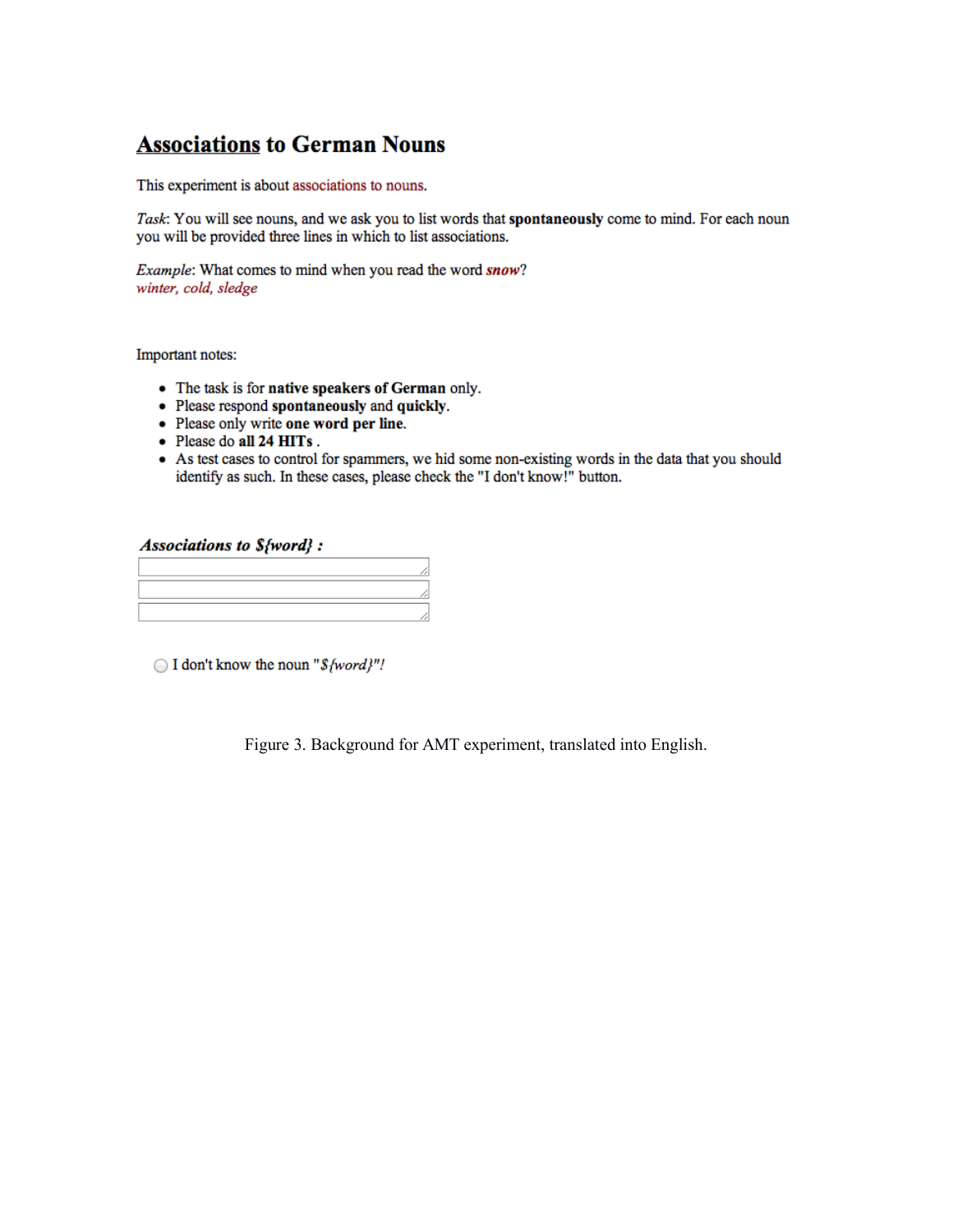# Associations to German Nouns

This experiment is about associations to nouns.

*Task*: You will see nouns, and we ask you to list words that **spontaneously** come to mind. For each noun you will be provided three lines in which to list associations.

*Example*: What comes to mind when you read the word ***snow***?
*winter, cold, sledge*

Important notes:

- The task is for **native speakers of German** only.
- Please respond **spontaneously** and **quickly**.
- Please only write **one word per line**.
- Please do **all 24 HITs** .
- As test cases to control for spammers, we hid some non-existing words in the data that you should identify as such. In these cases, please check the "I don't know!" button.

***Associations to ${word} :***

I don't know the noun "*${word}"!*

Figure 3. Background for AMT experiment, translated into English.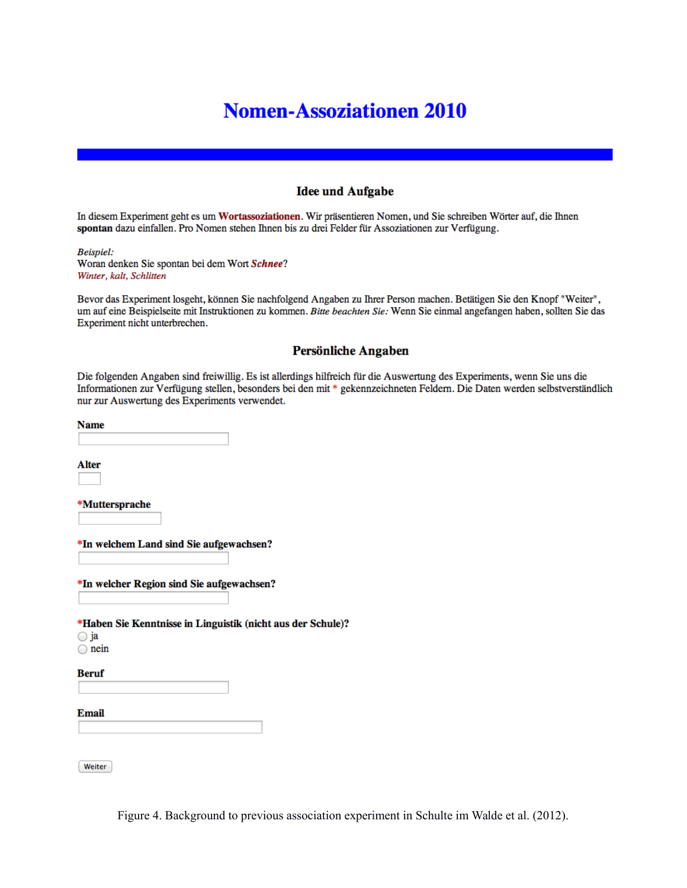# Nomen-Assoziationen 2010

## Idee und Aufgabe

In diesem Experiment geht es um **Wortassoziationen**. Wir präsentieren Nomen, und Sie schreiben Wörter auf, die Ihnen **spontan** dazu einfallen. Pro Nomen stehen Ihnen bis zu drei Felder für Assoziationen zur Verfügung.

*Beispiel:*
Woran denken Sie spontan bei dem Wort ***Schnee***?
*Winter, kalt, Schlitten*

Bevor das Experiment losgeht, können Sie nachfolgend Angaben zu Ihrer Person machen. Betätigen Sie den Knopf "Weiter", um auf eine Beispielseite mit Instruktionen zu kommen. *Bitte beachten Sie:* Wenn Sie einmal angefangen haben, sollten Sie das Experiment nicht unterbrechen.

## Persönliche Angaben

Die folgenden Angaben sind freiwillig. Es ist allerdings hilfreich für die Auswertung des Experiments, wenn Sie uns die Informationen zur Verfügung stellen, besonders bei den mit * gekennzeichneten Feldern. Die Daten werden selbstverständlich nur zur Auswertung des Experiments verwendet.

**Name**

**Alter**

***Muttersprache**

***In welchem Land sind Sie aufgewachsen?**

***In welcher Region sind Sie aufgewachsen?**

***Haben Sie Kenntnisse in Linguistik (nicht aus der Schule)?**
- ja
- nein

**Beruf**

**Email**

Weiter

Figure 4. Background to previous association experiment in Schulte im Walde et al. (2012).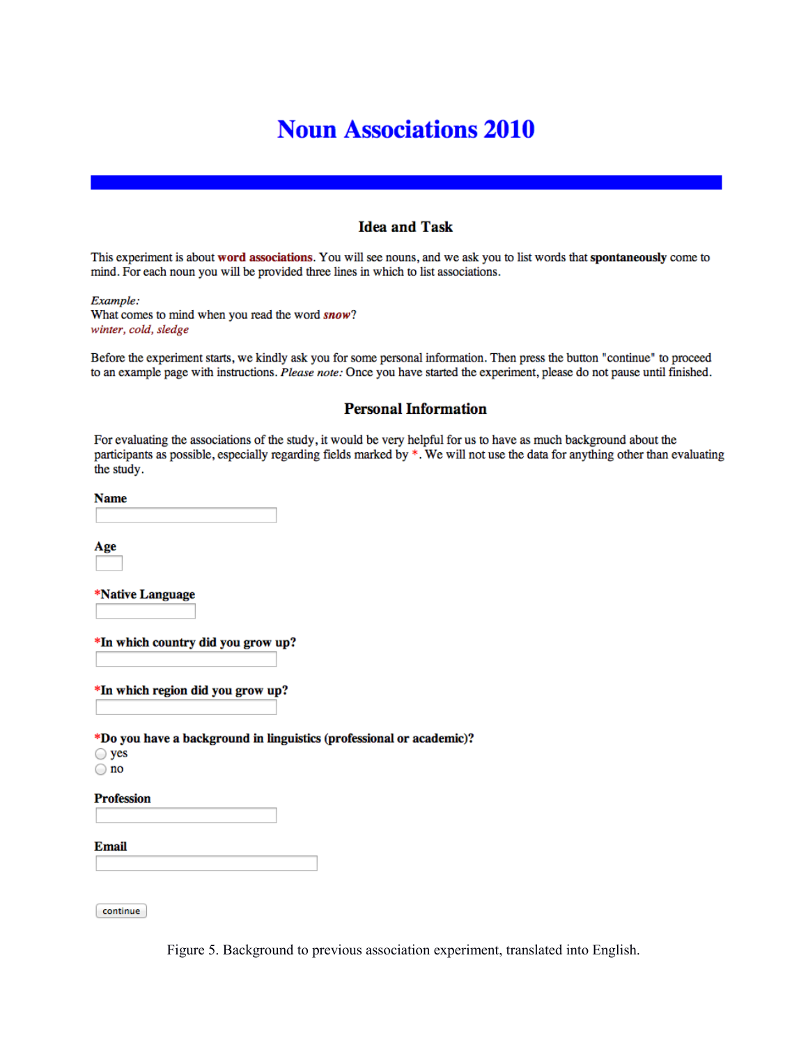# Noun Associations 2010

### Idea and Task

This experiment is about **word associations**. You will see nouns, and we ask you to list words that **spontaneously** come to mind. For each noun you will be provided three lines in which to list associations.

*Example:*
What comes to mind when you read the word ***snow***?
*winter, cold, sledge*

Before the experiment starts, we kindly ask you for some personal information. Then press the button "continue" to proceed to an example page with instructions. *Please note:* Once you have started the experiment, please do not pause until finished.

### Personal Information

For evaluating the associations of the study, it would be very helpful for us to have as much background about the participants as possible, especially regarding fields marked by *. We will not use the data for anything other than evaluating the study.

**Name**

**Age**

***Native Language**

***In which country did you grow up?**

***In which region did you grow up?**

***Do you have a background in linguistics (professional or academic)?**

- yes
- no

**Profession**

**Email**

continue

Figure 5. Background to previous association experiment, translated into English.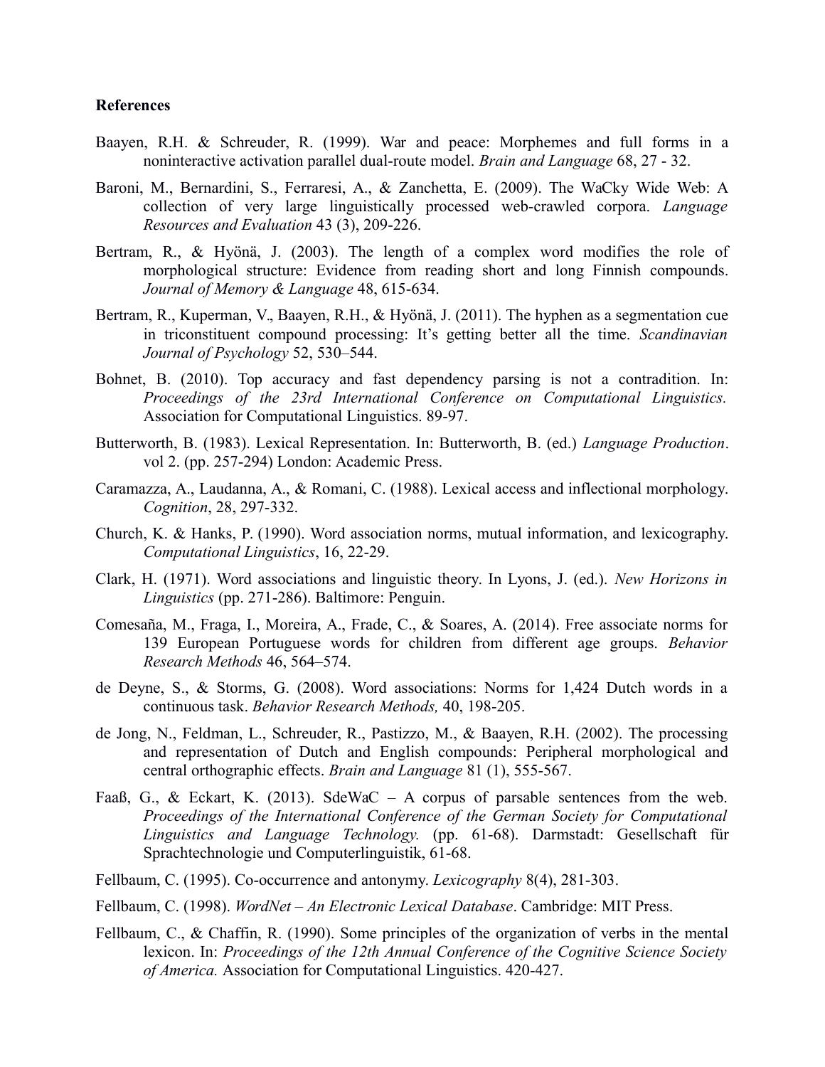**References**

Baayen, R.H. & Schreuder, R. (1999). War and peace: Morphemes and full forms in a noninteractive activation parallel dual-route model. *Brain and Language* 68, 27 - 32.

Baroni, M., Bernardini, S., Ferraresi, A., & Zanchetta, E. (2009). The WaCky Wide Web: A collection of very large linguistically processed web-crawled corpora. *Language Resources and Evaluation* 43 (3), 209-226.

Bertram, R., & Hyönä, J. (2003). The length of a complex word modifies the role of morphological structure: Evidence from reading short and long Finnish compounds. *Journal of Memory & Language* 48, 615-634.

Bertram, R., Kuperman, V., Baayen, R.H., & Hyönä, J. (2011). The hyphen as a segmentation cue in triconstituent compound processing: It's getting better all the time. *Scandinavian Journal of Psychology* 52, 530–544.

Bohnet, B. (2010). Top accuracy and fast dependency parsing is not a contradition. In: *Proceedings of the 23rd International Conference on Computational Linguistics.* Association for Computational Linguistics. 89-97.

Butterworth, B. (1983). Lexical Representation. In: Butterworth, B. (ed.) *Language Production*. vol 2. (pp. 257-294) London: Academic Press.

Caramazza, A., Laudanna, A., & Romani, C. (1988). Lexical access and inflectional morphology. *Cognition*, 28, 297-332.

Church, K. & Hanks, P. (1990). Word association norms, mutual information, and lexicography. *Computational Linguistics*, 16, 22-29.

Clark, H. (1971). Word associations and linguistic theory. In Lyons, J. (ed.). *New Horizons in Linguistics* (pp. 271-286). Baltimore: Penguin.

Comesaña, M., Fraga, I., Moreira, A., Frade, C., & Soares, A. (2014). Free associate norms for 139 European Portuguese words for children from different age groups. *Behavior Research Methods* 46, 564–574.

de Deyne, S., & Storms, G. (2008). Word associations: Norms for 1,424 Dutch words in a continuous task. *Behavior Research Methods,* 40, 198-205.

de Jong, N., Feldman, L., Schreuder, R., Pastizzo, M., & Baayen, R.H. (2002). The processing and representation of Dutch and English compounds: Peripheral morphological and central orthographic effects. *Brain and Language* 81 (1), 555-567.

Faaß, G., & Eckart, K. (2013). SdeWaC – A corpus of parsable sentences from the web. *Proceedings of the International Conference of the German Society for Computational Linguistics and Language Technology.* (pp. 61-68). Darmstadt: Gesellschaft für Sprachtechnologie und Computerlinguistik, 61-68.

Fellbaum, C. (1995). Co-occurrence and antonymy. *Lexicography* 8(4), 281-303.

Fellbaum, C. (1998). *WordNet – An Electronic Lexical Database*. Cambridge: MIT Press.

Fellbaum, C., & Chaffin, R. (1990). Some principles of the organization of verbs in the mental lexicon. In: *Proceedings of the 12th Annual Conference of the Cognitive Science Society of America.* Association for Computational Linguistics. 420-427.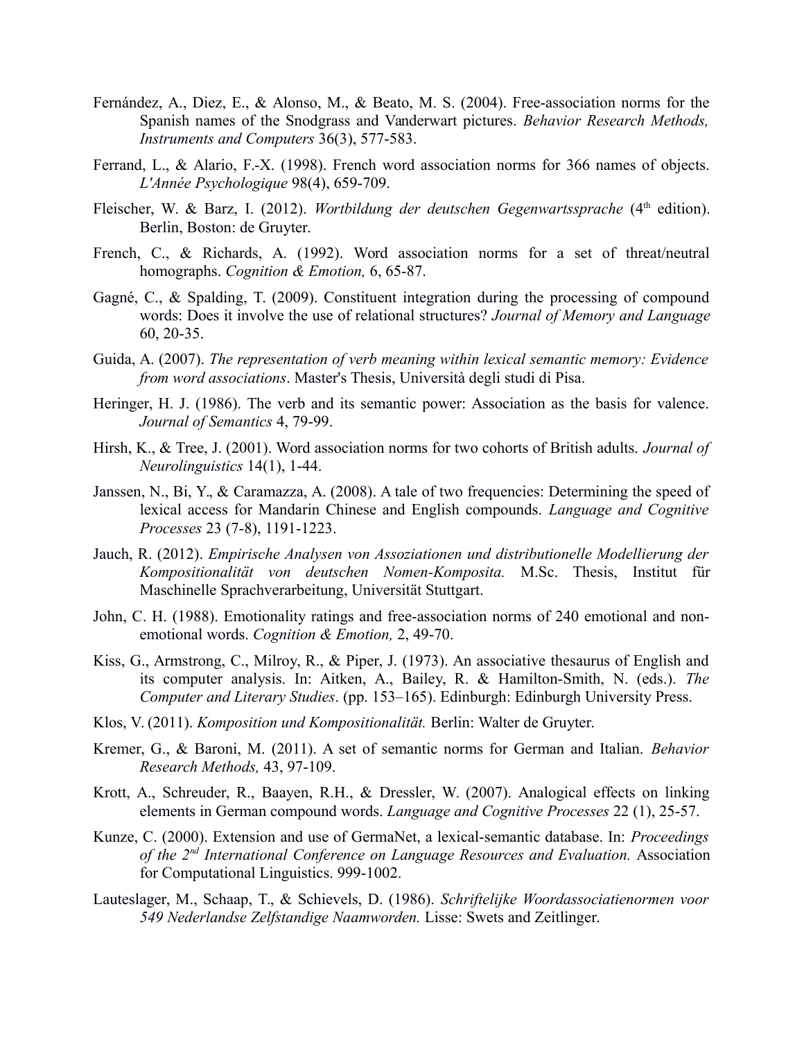Fernández, A., Diez, E., & Alonso, M., & Beato, M. S. (2004). Free-association norms for the Spanish names of the Snodgrass and Vanderwart pictures. *Behavior Research Methods, Instruments and Computers* 36(3), 577-583.

Ferrand, L., & Alario, F.-X. (1998). French word association norms for 366 names of objects. *L'Année Psychologique* 98(4), 659-709.

Fleischer, W. & Barz, I. (2012). *Wortbildung der deutschen Gegenwartssprache* (4th edition). Berlin, Boston: de Gruyter.

French, C., & Richards, A. (1992). Word association norms for a set of threat/neutral homographs. *Cognition & Emotion,* 6, 65-87.

Gagné, C., & Spalding, T. (2009). Constituent integration during the processing of compound words: Does it involve the use of relational structures? *Journal of Memory and Language* 60, 20-35.

Guida, A. (2007). *The representation of verb meaning within lexical semantic memory: Evidence from word associations*. Master's Thesis, Università degli studi di Pisa.

Heringer, H. J. (1986). The verb and its semantic power: Association as the basis for valence. *Journal of Semantics* 4, 79-99.

Hirsh, K., & Tree, J. (2001). Word association norms for two cohorts of British adults. *Journal of Neurolinguistics* 14(1), 1-44.

Janssen, N., Bi, Y., & Caramazza, A. (2008). A tale of two frequencies: Determining the speed of lexical access for Mandarin Chinese and English compounds. *Language and Cognitive Processes* 23 (7-8), 1191-1223.

Jauch, R. (2012). *Empirische Analysen von Assoziationen und distributionelle Modellierung der Kompositionalität von deutschen Nomen-Komposita.* M.Sc. Thesis, Institut für Maschinelle Sprachverarbeitung, Universität Stuttgart.

John, C. H. (1988). Emotionality ratings and free-association norms of 240 emotional and non-emotional words. *Cognition & Emotion,* 2, 49-70.

Kiss, G., Armstrong, C., Milroy, R., & Piper, J. (1973). An associative thesaurus of English and its computer analysis. In: Aitken, A., Bailey, R. & Hamilton-Smith, N. (eds.). *The Computer and Literary Studies*. (pp. 153–165). Edinburgh: Edinburgh University Press.

Klos, V. (2011). *Komposition und Kompositionalität.* Berlin: Walter de Gruyter.

Kremer, G., & Baroni, M. (2011). A set of semantic norms for German and Italian. *Behavior Research Methods,* 43, 97-109.

Krott, A., Schreuder, R., Baayen, R.H., & Dressler, W. (2007). Analogical effects on linking elements in German compound words. *Language and Cognitive Processes* 22 (1), 25-57.

Kunze, C. (2000). Extension and use of GermaNet, a lexical-semantic database. In: *Proceedings of the 2nd International Conference on Language Resources and Evaluation.* Association for Computational Linguistics. 999-1002.

Lauteslager, M., Schaap, T., & Schievels, D. (1986). *Schriftelijke Woordassociatienormen voor 549 Nederlandse Zelfstandige Naamworden.* Lisse: Swets and Zeitlinger.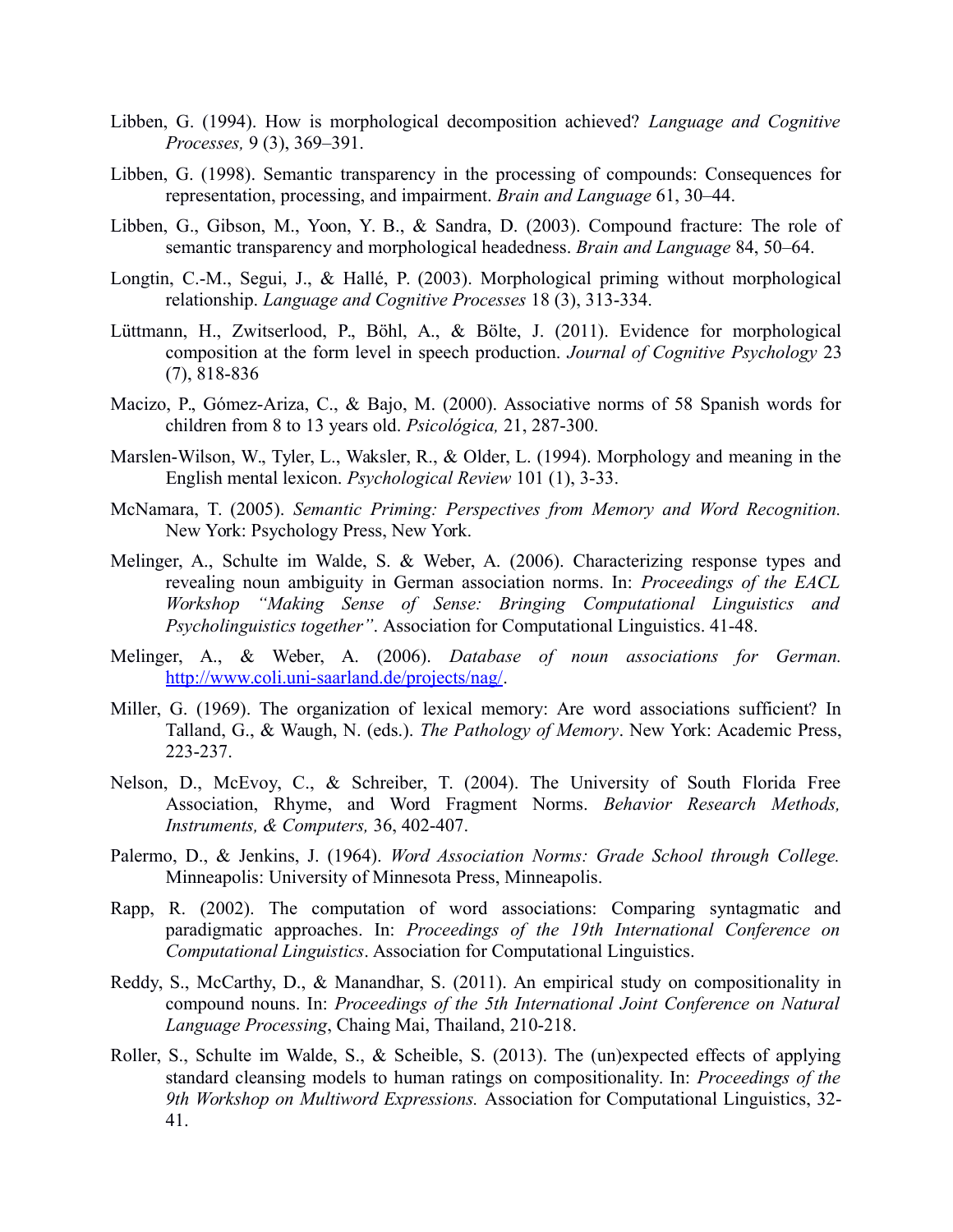Libben, G. (1994). How is morphological decomposition achieved? *Language and Cognitive Processes,* 9 (3), 369–391.

Libben, G. (1998). Semantic transparency in the processing of compounds: Consequences for representation, processing, and impairment. *Brain and Language* 61, 30–44.

Libben, G., Gibson, M., Yoon, Y. B., & Sandra, D. (2003). Compound fracture: The role of semantic transparency and morphological headedness. *Brain and Language* 84, 50–64.

Longtin, C.-M., Segui, J., & Hallé, P. (2003). Morphological priming without morphological relationship. *Language and Cognitive Processes* 18 (3), 313-334.

Lüttmann, H., Zwitserlood, P., Böhl, A., & Bölte, J. (2011). Evidence for morphological composition at the form level in speech production. *Journal of Cognitive Psychology* 23 (7), 818-836

Macizo, P., Gómez-Ariza, C., & Bajo, M. (2000). Associative norms of 58 Spanish words for children from 8 to 13 years old. *Psicológica,* 21, 287-300.

Marslen-Wilson, W., Tyler, L., Waksler, R., & Older, L. (1994). Morphology and meaning in the English mental lexicon. *Psychological Review* 101 (1), 3-33.

McNamara, T. (2005). *Semantic Priming: Perspectives from Memory and Word Recognition.* New York: Psychology Press, New York.

Melinger, A., Schulte im Walde, S. & Weber, A. (2006). Characterizing response types and revealing noun ambiguity in German association norms. In: *Proceedings of the EACL Workshop "Making Sense of Sense: Bringing Computational Linguistics and Psycholinguistics together"*. Association for Computational Linguistics. 41-48.

Melinger, A., & Weber, A. (2006). *Database of noun associations for German.* http://www.coli.uni-saarland.de/projects/nag/.

Miller, G. (1969). The organization of lexical memory: Are word associations sufficient? In Talland, G., & Waugh, N. (eds.). *The Pathology of Memory*. New York: Academic Press, 223-237.

Nelson, D., McEvoy, C., & Schreiber, T. (2004). The University of South Florida Free Association, Rhyme, and Word Fragment Norms. *Behavior Research Methods, Instruments, & Computers,* 36, 402-407.

Palermo, D., & Jenkins, J. (1964). *Word Association Norms: Grade School through College.* Minneapolis: University of Minnesota Press, Minneapolis.

Rapp, R. (2002). The computation of word associations: Comparing syntagmatic and paradigmatic approaches. In: *Proceedings of the 19th International Conference on Computational Linguistics*. Association for Computational Linguistics.

Reddy, S., McCarthy, D., & Manandhar, S. (2011). An empirical study on compositionality in compound nouns. In: *Proceedings of the 5th International Joint Conference on Natural Language Processing*, Chaing Mai, Thailand, 210-218.

Roller, S., Schulte im Walde, S., & Scheible, S. (2013). The (un)expected effects of applying standard cleansing models to human ratings on compositionality. In: *Proceedings of the 9th Workshop on Multiword Expressions.* Association for Computational Linguistics, 32-41.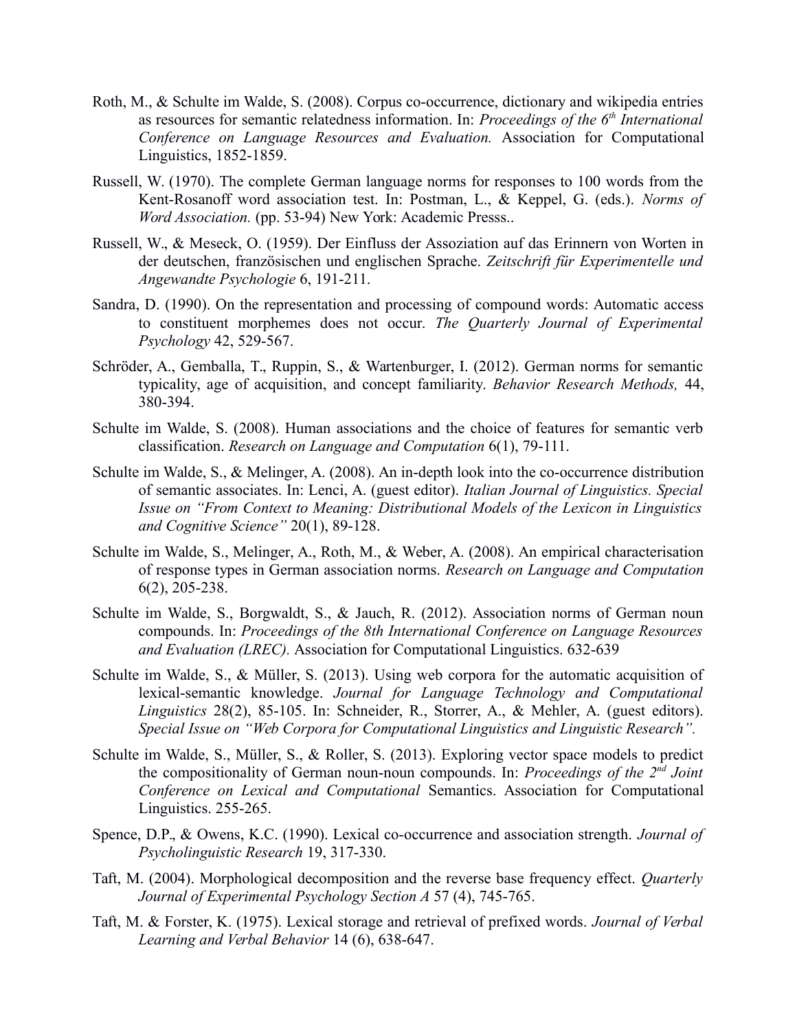Roth, M., & Schulte im Walde, S. (2008). Corpus co-occurrence, dictionary and wikipedia entries as resources for semantic relatedness information. In: *Proceedings of the 6th International Conference on Language Resources and Evaluation.* Association for Computational Linguistics, 1852-1859.

Russell, W. (1970). The complete German language norms for responses to 100 words from the Kent-Rosanoff word association test. In: Postman, L., & Keppel, G. (eds.). *Norms of Word Association.* (pp. 53-94) New York: Academic Presss..

Russell, W., & Meseck, O. (1959). Der Einfluss der Assoziation auf das Erinnern von Worten in der deutschen, französischen und englischen Sprache. *Zeitschrift für Experimentelle und Angewandte Psychologie* 6, 191-211.

Sandra, D. (1990). On the representation and processing of compound words: Automatic access to constituent morphemes does not occur. *The Quarterly Journal of Experimental Psychology* 42, 529-567.

Schröder, A., Gemballa, T., Ruppin, S., & Wartenburger, I. (2012). German norms for semantic typicality, age of acquisition, and concept familiarity. *Behavior Research Methods,* 44, 380-394.

Schulte im Walde, S. (2008). Human associations and the choice of features for semantic verb classification. *Research on Language and Computation* 6(1), 79-111.

Schulte im Walde, S., & Melinger, A. (2008). An in-depth look into the co-occurrence distribution of semantic associates. In: Lenci, A. (guest editor). *Italian Journal of Linguistics. Special Issue on "From Context to Meaning: Distributional Models of the Lexicon in Linguistics and Cognitive Science"* 20(1), 89-128.

Schulte im Walde, S., Melinger, A., Roth, M., & Weber, A. (2008). An empirical characterisation of response types in German association norms. *Research on Language and Computation* 6(2), 205-238.

Schulte im Walde, S., Borgwaldt, S., & Jauch, R. (2012). Association norms of German noun compounds. In: *Proceedings of the 8th International Conference on Language Resources and Evaluation (LREC).* Association for Computational Linguistics. 632-639

Schulte im Walde, S., & Müller, S. (2013). Using web corpora for the automatic acquisition of lexical-semantic knowledge. *Journal for Language Technology and Computational Linguistics* 28(2), 85-105. In: Schneider, R., Storrer, A., & Mehler, A. (guest editors). *Special Issue on "Web Corpora for Computational Linguistics and Linguistic Research".*

Schulte im Walde, S., Müller, S., & Roller, S. (2013). Exploring vector space models to predict the compositionality of German noun-noun compounds. In: *Proceedings of the 2nd Joint Conference on Lexical and Computational* Semantics. Association for Computational Linguistics. 255-265.

Spence, D.P., & Owens, K.C. (1990). Lexical co-occurrence and association strength. *Journal of Psycholinguistic Research* 19, 317-330.

Taft, M. (2004). Morphological decomposition and the reverse base frequency effect. *Quarterly Journal of Experimental Psychology Section A* 57 (4), 745-765.

Taft, M. & Forster, K. (1975). Lexical storage and retrieval of prefixed words. *Journal of Verbal Learning and Verbal Behavior* 14 (6), 638-647.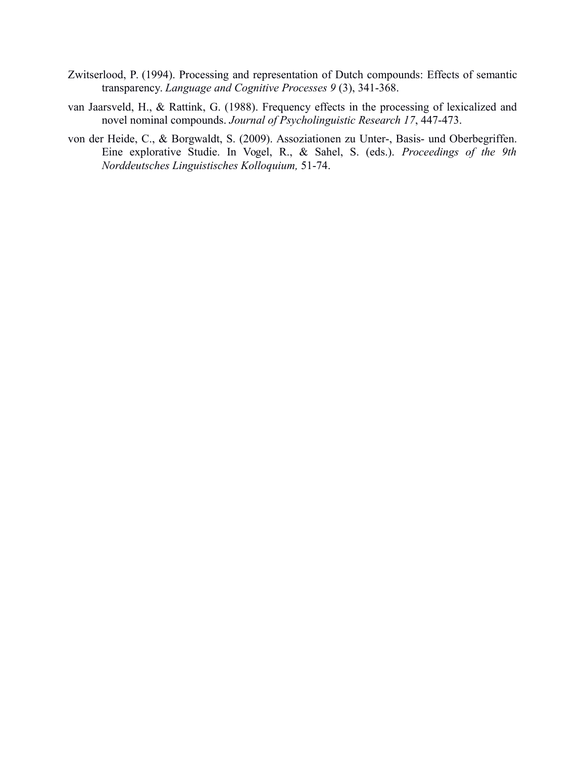Zwitserlood, P. (1994). Processing and representation of Dutch compounds: Effects of semantic transparency. *Language and Cognitive Processes 9* (3), 341-368.

van Jaarsveld, H., & Rattink, G. (1988). Frequency effects in the processing of lexicalized and novel nominal compounds. *Journal of Psycholinguistic Research 17*, 447-473.

von der Heide, C., & Borgwaldt, S. (2009). Assoziationen zu Unter-, Basis- und Oberbegriffen. Eine explorative Studie. In Vogel, R., & Sahel, S. (eds.). *Proceedings of the 9th Norddeutsches Linguistisches Kolloquium,* 51-74.